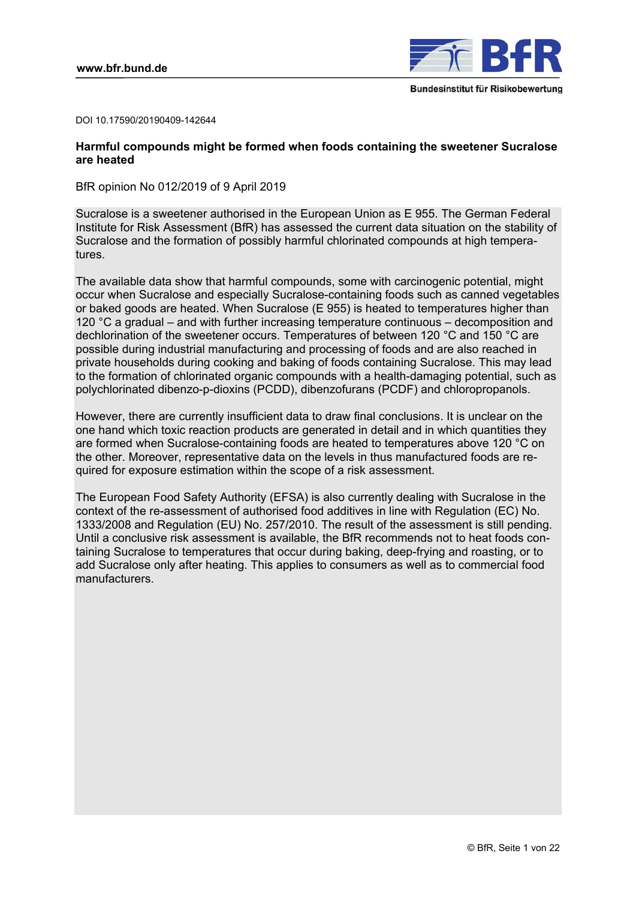DOI 10.17590/20190409-142644

# Harmful compounds might be formed when foods containing the sweetener Sucralose are heated

BfR opinion No 012/2019 of 9 April 2019

Sucralose is a sweetener authorised in the European Union as E 955. The German Federal Institute for Risk Assessment (BfR) has assessed the current data situation on the stability of Sucralose and the formation of possibly harmful chlorinated compounds at high temperatures.

The available data show that harmful compounds, some with carcinogenic potential, might occur when Sucralose and especially Sucralose-containing foods such as canned vegetables or baked goods are heated. When Sucralose (E 955) is heated to temperatures higher than 120 °C a gradual – and with further increasing temperature continuous – decomposition and dechlorination of the sweetener occurs. Temperatures of between 120 °C and 150 °C are possible during industrial manufacturing and processing of foods and are also reached in private households during cooking and baking of foods containing Sucralose. This may lead to the formation of chlorinated organic compounds with a health-damaging potential, such as polychlorinated dibenzo-p-dioxins (PCDD), dibenzofurans (PCDF) and chloropropanols.

However, there are currently insufficient data to draw final conclusions. It is unclear on the one hand which toxic reaction products are generated in detail and in which quantities they are formed when Sucralose-containing foods are heated to temperatures above 120 °C on the other. Moreover, representative data on the levels in thus manufactured foods are required for exposure estimation within the scope of a risk assessment.

The European Food Safety Authority (EFSA) is also currently dealing with Sucralose in the context of the re-assessment of authorised food additives in line with Regulation (EC) No. 1333/2008 and Regulation (EU) No. 257/2010. The result of the assessment is still pending. Until a conclusive risk assessment is available, the BfR recommends not to heat foods containing Sucralose to temperatures that occur during baking, deep-frying and roasting, or to add Sucralose only after heating. This applies to consumers as well as to commercial food manufacturers.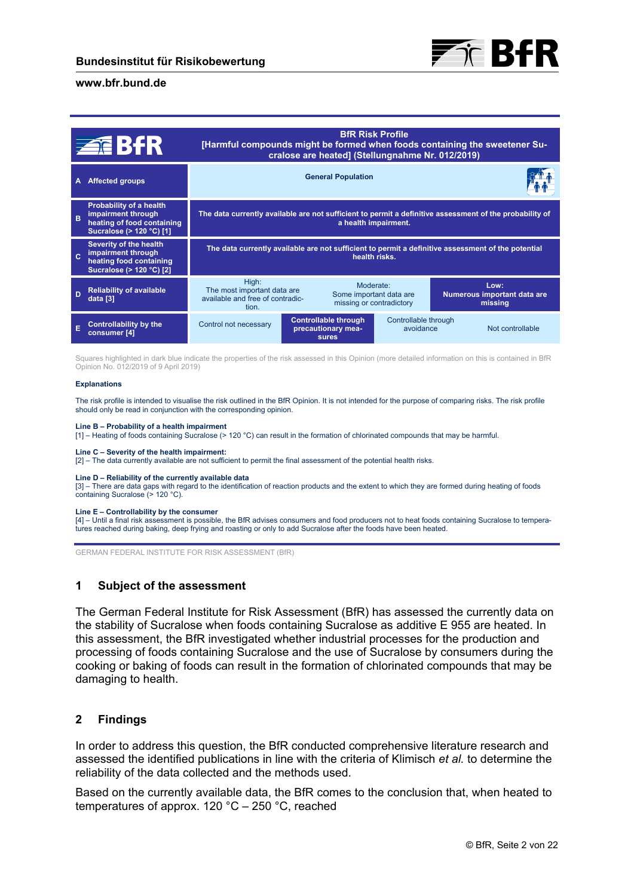| BfR | BfR Risk Profile [Harmful compounds might be formed when foods containing the sweetener Sucralose are heated] (Stellungnahme Nr. 012/2019) | | | |
|---|---|---|---|---|
| A Affected groups | General Population | | | |
| B Probability of a health impairment through heating of food containing Sucralose (> 120 °C) [1] | The data currently available are not sufficient to permit a definitive assessment of the probability of a health impairment. | | | |
| C Severity of the health impairment through heating food containing Sucralose (> 120 °C) [2] | The data currently available are not sufficient to permit a definitive assessment of the potential health risks. | | | |
| D Reliability of available data [3] | High: The most important data are available and free of contradiction. | Moderate: Some important data are missing or contradictory | | **Low: Numerous important data are missing** |
| E Controllability by the consumer [4] | Control not necessary | **Controllable through precautionary measures** | Controllable through avoidance | Not controllable |

Squares highlighted in dark blue indicate the properties of the risk assessed in this Opinion (more detailed information on this is contained in BfR Opinion No. 012/2019 of 9 April 2019)

**Explanations**

The risk profile is intended to visualise the risk outlined in the BfR Opinion. It is not intended for the purpose of comparing risks. The risk profile should only be read in conjunction with the corresponding opinion.

**Line B – Probability of a health impairment**
[1] – Heating of foods containing Sucralose (> 120 °C) can result in the formation of chlorinated compounds that may be harmful.

**Line C – Severity of the health impairment:**
[2] – The data currently available are not sufficient to permit the final assessment of the potential health risks.

**Line D – Reliability of the currently available data**
[3] – There are data gaps with regard to the identification of reaction products and the extent to which they are formed during heating of foods containing Sucralose (> 120 °C).

**Line E – Controllability by the consumer**
[4] – Until a final risk assessment is possible, the BfR advises consumers and food producers not to heat foods containing Sucralose to temperatures reached during baking, deep frying and roasting or only to add Sucralose after the foods have been heated.

GERMAN FEDERAL INSTITUTE FOR RISK ASSESSMENT (BfR)

## 1 Subject of the assessment

The German Federal Institute for Risk Assessment (BfR) has assessed the currently data on the stability of Sucralose when foods containing Sucralose as additive E 955 are heated. In this assessment, the BfR investigated whether industrial processes for the production and processing of foods containing Sucralose and the use of Sucralose by consumers during the cooking or baking of foods can result in the formation of chlorinated compounds that may be damaging to health.

## 2 Findings

In order to address this question, the BfR conducted comprehensive literature research and assessed the identified publications in line with the criteria of Klimisch *et al.* to determine the reliability of the data collected and the methods used.

Based on the currently available data, the BfR comes to the conclusion that, when heated to temperatures of approx. 120 °C – 250 °C, reached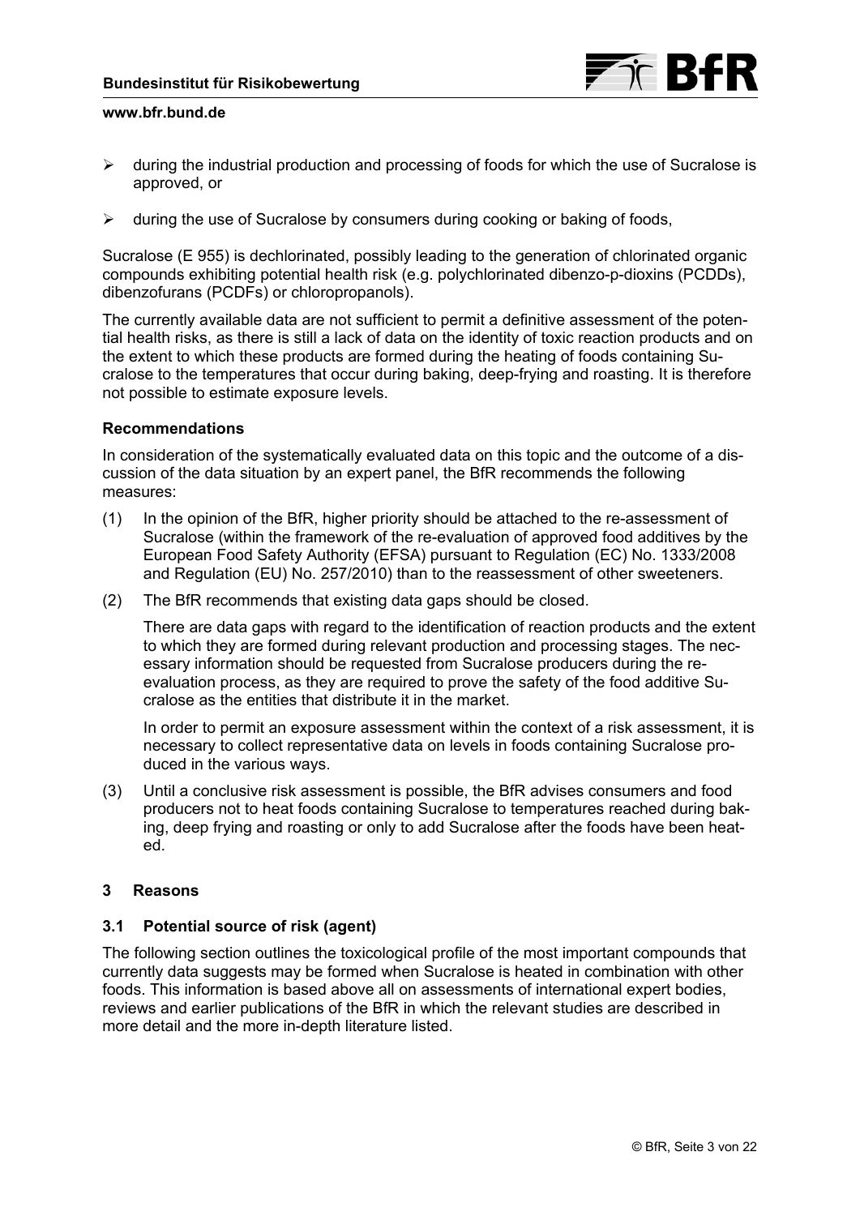- during the industrial production and processing of foods for which the use of Sucralose is approved, or
- during the use of Sucralose by consumers during cooking or baking of foods,

Sucralose (E 955) is dechlorinated, possibly leading to the generation of chlorinated organic compounds exhibiting potential health risk (e.g. polychlorinated dibenzo-p-dioxins (PCDDs), dibenzofurans (PCDFs) or chloropropanols).

The currently available data are not sufficient to permit a definitive assessment of the potential health risks, as there is still a lack of data on the identity of toxic reaction products and on the extent to which these products are formed during the heating of foods containing Sucralose to the temperatures that occur during baking, deep-frying and roasting. It is therefore not possible to estimate exposure levels.

**Recommendations**

In consideration of the systematically evaluated data on this topic and the outcome of a discussion of the data situation by an expert panel, the BfR recommends the following measures:

(1) In the opinion of the BfR, higher priority should be attached to the re-assessment of Sucralose (within the framework of the re-evaluation of approved food additives by the European Food Safety Authority (EFSA) pursuant to Regulation (EC) No. 1333/2008 and Regulation (EU) No. 257/2010) than to the reassessment of other sweeteners.

(2) The BfR recommends that existing data gaps should be closed.

There are data gaps with regard to the identification of reaction products and the extent to which they are formed during relevant production and processing stages. The necessary information should be requested from Sucralose producers during the re-evaluation process, as they are required to prove the safety of the food additive Sucralose as the entities that distribute it in the market.

In order to permit an exposure assessment within the context of a risk assessment, it is necessary to collect representative data on levels in foods containing Sucralose produced in the various ways.

(3) Until a conclusive risk assessment is possible, the BfR advises consumers and food producers not to heat foods containing Sucralose to temperatures reached during baking, deep frying and roasting or only to add Sucralose after the foods have been heated.

## 3 Reasons

### 3.1 Potential source of risk (agent)

The following section outlines the toxicological profile of the most important compounds that currently data suggests may be formed when Sucralose is heated in combination with other foods. This information is based above all on assessments of international expert bodies, reviews and earlier publications of the BfR in which the relevant studies are described in more detail and the more in-depth literature listed.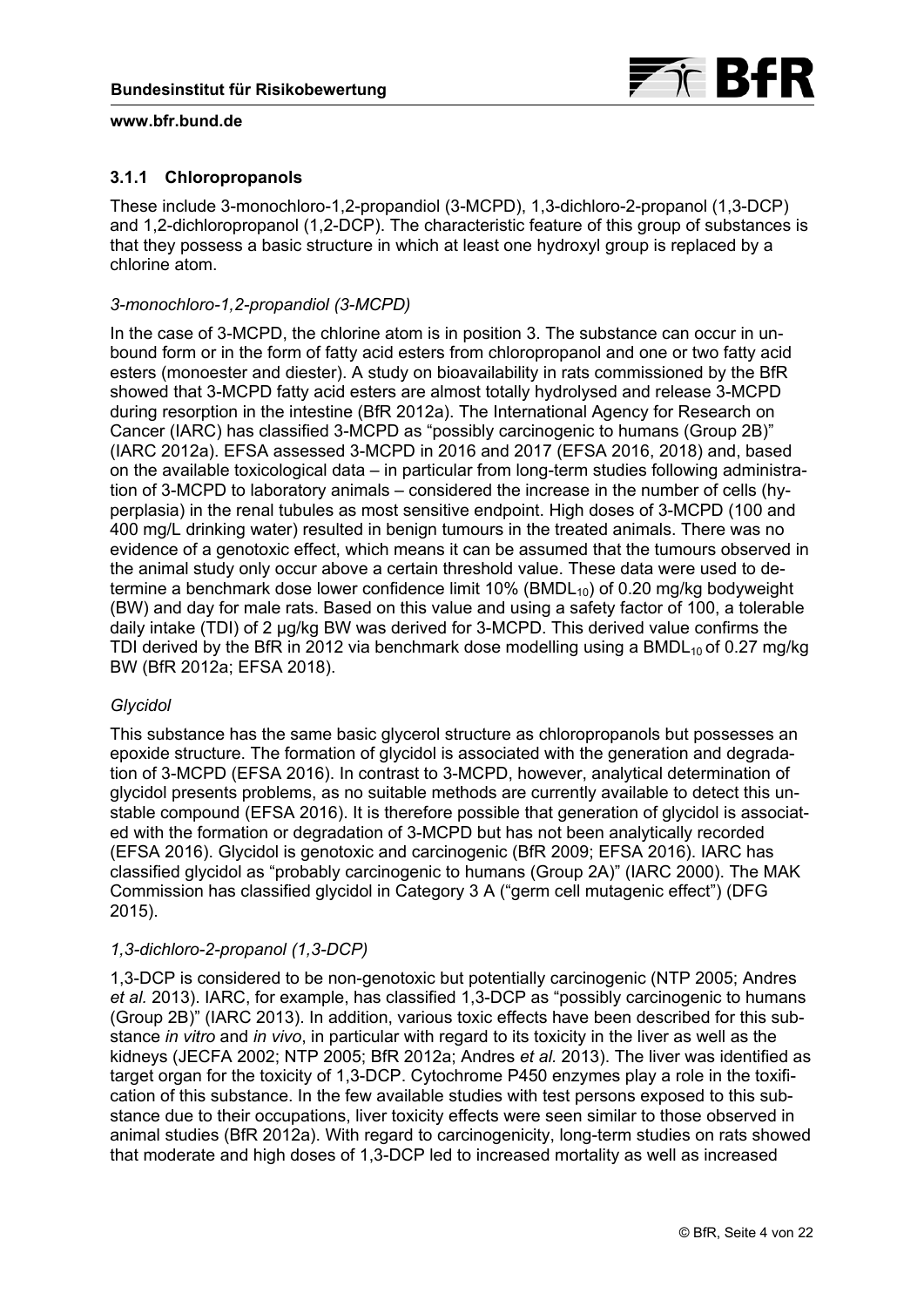### 3.1.1 Chloropropanols

These include 3-monochloro-1,2-propandiol (3-MCPD), 1,3-dichloro-2-propanol (1,3-DCP) and 1,2-dichloropropanol (1,2-DCP). The characteristic feature of this group of substances is that they possess a basic structure in which at least one hydroxyl group is replaced by a chlorine atom.

*3-monochloro-1,2-propandiol (3-MCPD)*

In the case of 3-MCPD, the chlorine atom is in position 3. The substance can occur in unbound form or in the form of fatty acid esters from chloropropanol and one or two fatty acid esters (monoester and diester). A study on bioavailability in rats commissioned by the BfR showed that 3-MCPD fatty acid esters are almost totally hydrolysed and release 3-MCPD during resorption in the intestine (BfR 2012a). The International Agency for Research on Cancer (IARC) has classified 3-MCPD as "possibly carcinogenic to humans (Group 2B)" (IARC 2012a). EFSA assessed 3-MCPD in 2016 and 2017 (EFSA 2016, 2018) and, based on the available toxicological data – in particular from long-term studies following administration of 3-MCPD to laboratory animals – considered the increase in the number of cells (hyperplasia) in the renal tubules as most sensitive endpoint. High doses of 3-MCPD (100 and 400 mg/L drinking water) resulted in benign tumours in the treated animals. There was no evidence of a genotoxic effect, which means it can be assumed that the tumours observed in the animal study only occur above a certain threshold value. These data were used to determine a benchmark dose lower confidence limit 10% ($BMDL_{10}$) of 0.20 mg/kg bodyweight (BW) and day for male rats. Based on this value and using a safety factor of 100, a tolerable daily intake (TDI) of 2 µg/kg BW was derived for 3-MCPD. This derived value confirms the TDI derived by the BfR in 2012 via benchmark dose modelling using a $BMDL_{10}$ of 0.27 mg/kg BW (BfR 2012a; EFSA 2018).

*Glycidol*

This substance has the same basic glycerol structure as chloropropanols but possesses an epoxide structure. The formation of glycidol is associated with the generation and degradation of 3-MCPD (EFSA 2016). In contrast to 3-MCPD, however, analytical determination of glycidol presents problems, as no suitable methods are currently available to detect this unstable compound (EFSA 2016). It is therefore possible that generation of glycidol is associated with the formation or degradation of 3-MCPD but has not been analytically recorded (EFSA 2016). Glycidol is genotoxic and carcinogenic (BfR 2009; EFSA 2016). IARC has classified glycidol as "probably carcinogenic to humans (Group 2A)" (IARC 2000). The MAK Commission has classified glycidol in Category 3 A ("germ cell mutagenic effect") (DFG 2015).

*1,3-dichloro-2-propanol (1,3-DCP)*

1,3-DCP is considered to be non-genotoxic but potentially carcinogenic (NTP 2005; Andres *et al.* 2013). IARC, for example, has classified 1,3-DCP as "possibly carcinogenic to humans (Group 2B)" (IARC 2013). In addition, various toxic effects have been described for this substance *in vitro* and *in vivo*, in particular with regard to its toxicity in the liver as well as the kidneys (JECFA 2002; NTP 2005; BfR 2012a; Andres *et al.* 2013). The liver was identified as target organ for the toxicity of 1,3-DCP. Cytochrome P450 enzymes play a role in the toxification of this substance. In the few available studies with test persons exposed to this substance due to their occupations, liver toxicity effects were seen similar to those observed in animal studies (BfR 2012a). With regard to carcinogenicity, long-term studies on rats showed that moderate and high doses of 1,3-DCP led to increased mortality as well as increased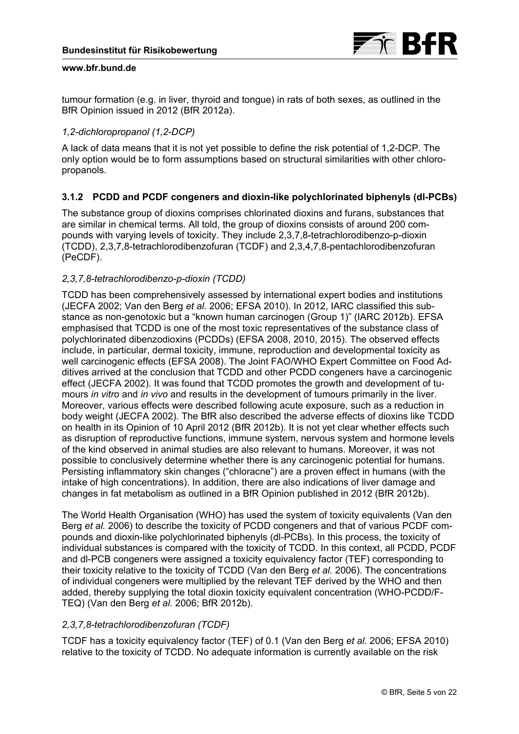tumour formation (e.g. in liver, thyroid and tongue) in rats of both sexes, as outlined in the BfR Opinion issued in 2012 (BfR 2012a).

*1,2-dichloropropanol (1,2-DCP)*

A lack of data means that it is not yet possible to define the risk potential of 1,2-DCP. The only option would be to form assumptions based on structural similarities with other chloropropanols.

### 3.1.2 PCDD and PCDF congeners and dioxin-like polychlorinated biphenyls (dl-PCBs)

The substance group of dioxins comprises chlorinated dioxins and furans, substances that are similar in chemical terms. All told, the group of dioxins consists of around 200 compounds with varying levels of toxicity. They include 2,3,7,8-tetrachlorodibenzo-p-dioxin (TCDD), 2,3,7,8-tetrachlorodibenzofuran (TCDF) and 2,3,4,7,8-pentachlorodibenzofuran (PeCDF).

*2,3,7,8-tetrachlorodibenzo-p-dioxin (TCDD)*

TCDD has been comprehensively assessed by international expert bodies and institutions (JECFA 2002; Van den Berg *et al.* 2006; EFSA 2010). In 2012, IARC classified this substance as non-genotoxic but a "known human carcinogen (Group 1)" (IARC 2012b). EFSA emphasised that TCDD is one of the most toxic representatives of the substance class of polychlorinated dibenzodioxins (PCDDs) (EFSA 2008, 2010, 2015). The observed effects include, in particular, dermal toxicity, immune, reproduction and developmental toxicity as well carcinogenic effects (EFSA 2008). The Joint FAO/WHO Expert Committee on Food Additives arrived at the conclusion that TCDD and other PCDD congeners have a carcinogenic effect (JECFA 2002). It was found that TCDD promotes the growth and development of tumours *in vitro* and *in vivo* and results in the development of tumours primarily in the liver. Moreover, various effects were described following acute exposure, such as a reduction in body weight (JECFA 2002). The BfR also described the adverse effects of dioxins like TCDD on health in its Opinion of 10 April 2012 (BfR 2012b). It is not yet clear whether effects such as disruption of reproductive functions, immune system, nervous system and hormone levels of the kind observed in animal studies are also relevant to humans. Moreover, it was not possible to conclusively determine whether there is any carcinogenic potential for humans. Persisting inflammatory skin changes ("chloracne") are a proven effect in humans (with the intake of high concentrations). In addition, there are also indications of liver damage and changes in fat metabolism as outlined in a BfR Opinion published in 2012 (BfR 2012b).

The World Health Organisation (WHO) has used the system of toxicity equivalents (Van den Berg *et al.* 2006) to describe the toxicity of PCDD congeners and that of various PCDF compounds and dioxin-like polychlorinated biphenyls (dl-PCBs). In this process, the toxicity of individual substances is compared with the toxicity of TCDD. In this context, all PCDD, PCDF and dl-PCB congeners were assigned a toxicity equivalency factor (TEF) corresponding to their toxicity relative to the toxicity of TCDD (Van den Berg *et al.* 2006). The concentrations of individual congeners were multiplied by the relevant TEF derived by the WHO and then added, thereby supplying the total dioxin toxicity equivalent concentration (WHO-PCDD/F-TEQ) (Van den Berg *et al.* 2006; BfR 2012b).

*2,3,7,8-tetrachlorodibenzofuran (TCDF)*

TCDF has a toxicity equivalency factor (TEF) of 0.1 (Van den Berg *et al.* 2006; EFSA 2010) relative to the toxicity of TCDD. No adequate information is currently available on the risk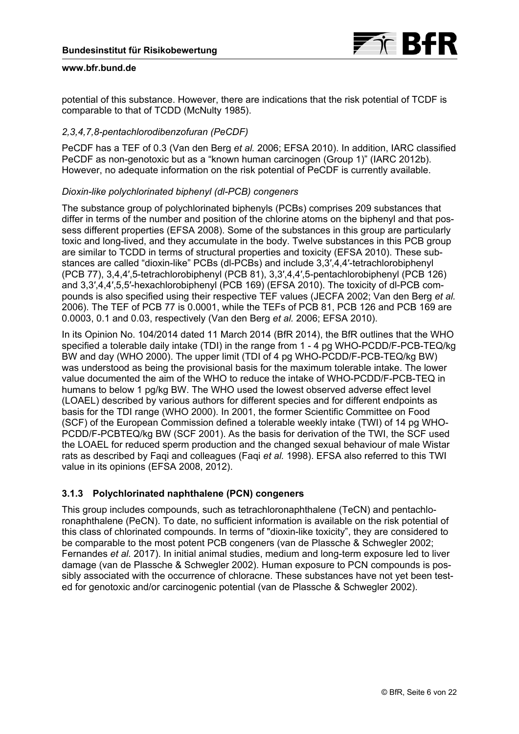potential of this substance. However, there are indications that the risk potential of TCDF is comparable to that of TCDD (McNulty 1985).

*2,3,4,7,8-pentachlorodibenzofuran (PeCDF)*

PeCDF has a TEF of 0.3 (Van den Berg *et al.* 2006; EFSA 2010). In addition, IARC classified PeCDF as non-genotoxic but as a "known human carcinogen (Group 1)" (IARC 2012b). However, no adequate information on the risk potential of PeCDF is currently available.

*Dioxin-like polychlorinated biphenyl (dl-PCB) congeners*

The substance group of polychlorinated biphenyls (PCBs) comprises 209 substances that differ in terms of the number and position of the chlorine atoms on the biphenyl and that possess different properties (EFSA 2008). Some of the substances in this group are particularly toxic and long-lived, and they accumulate in the body. Twelve substances in this PCB group are similar to TCDD in terms of structural properties and toxicity (EFSA 2010). These substances are called "dioxin-like" PCBs (dl-PCBs) and include 3,3′,4,4′-tetrachlorobiphenyl (PCB 77), 3,4,4′,5-tetrachlorobiphenyl (PCB 81), 3,3′,4,4′,5-pentachlorobiphenyl (PCB 126) and 3,3′,4,4′,5,5′-hexachlorobiphenyl (PCB 169) (EFSA 2010). The toxicity of dl-PCB compounds is also specified using their respective TEF values (JECFA 2002; Van den Berg *et al.* 2006). The TEF of PCB 77 is 0.0001, while the TEFs of PCB 81, PCB 126 and PCB 169 are 0.0003, 0.1 and 0.03, respectively (Van den Berg *et al.* 2006; EFSA 2010).

In its Opinion No. 104/2014 dated 11 March 2014 (BfR 2014), the BfR outlines that the WHO specified a tolerable daily intake (TDI) in the range from 1 - 4 pg WHO-PCDD/F-PCB-TEQ/kg BW and day (WHO 2000). The upper limit (TDI of 4 pg WHO-PCDD/F-PCB-TEQ/kg BW) was understood as being the provisional basis for the maximum tolerable intake. The lower value documented the aim of the WHO to reduce the intake of WHO-PCDD/F-PCB-TEQ in humans to below 1 pg/kg BW. The WHO used the lowest observed adverse effect level (LOAEL) described by various authors for different species and for different endpoints as basis for the TDI range (WHO 2000). In 2001, the former Scientific Committee on Food (SCF) of the European Commission defined a tolerable weekly intake (TWI) of 14 pg WHO-PCDD/F-PCBTEQ/kg BW (SCF 2001). As the basis for derivation of the TWI, the SCF used the LOAEL for reduced sperm production and the changed sexual behaviour of male Wistar rats as described by Faqi and colleagues (Faqi *et al.* 1998). EFSA also referred to this TWI value in its opinions (EFSA 2008, 2012).

### 3.1.3 Polychlorinated naphthalene (PCN) congeners

This group includes compounds, such as tetrachloronaphthalene (TeCN) and pentachloronaphthalene (PeCN). To date, no sufficient information is available on the risk potential of this class of chlorinated compounds. In terms of "dioxin-like toxicity", they are considered to be comparable to the most potent PCB congeners (van de Plassche & Schwegler 2002; Fernandes *et al.* 2017). In initial animal studies, medium and long-term exposure led to liver damage (van de Plassche & Schwegler 2002). Human exposure to PCN compounds is possibly associated with the occurrence of chloracne. These substances have not yet been tested for genotoxic and/or carcinogenic potential (van de Plassche & Schwegler 2002).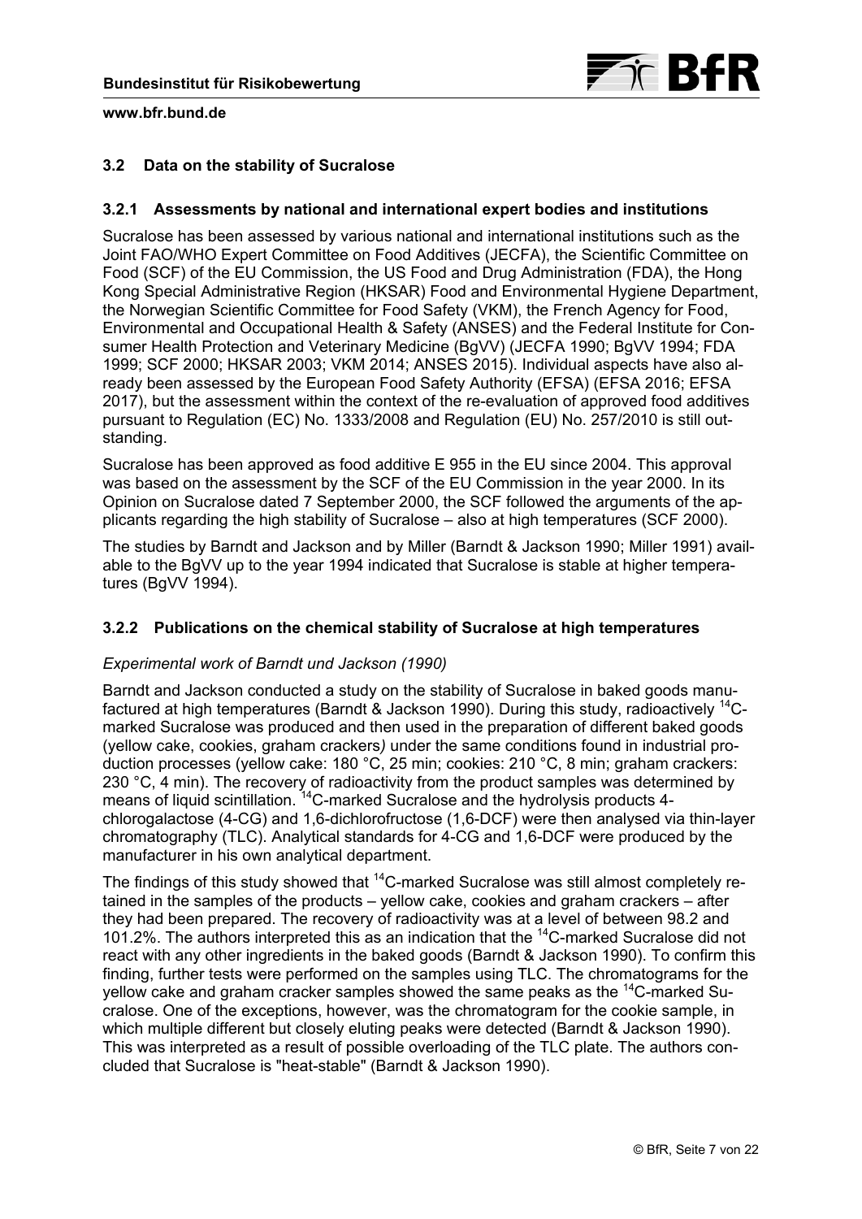### 3.2 Data on the stability of Sucralose

#### 3.2.1 Assessments by national and international expert bodies and institutions

Sucralose has been assessed by various national and international institutions such as the Joint FAO/WHO Expert Committee on Food Additives (JECFA), the Scientific Committee on Food (SCF) of the EU Commission, the US Food and Drug Administration (FDA), the Hong Kong Special Administrative Region (HKSAR) Food and Environmental Hygiene Department, the Norwegian Scientific Committee for Food Safety (VKM), the French Agency for Food, Environmental and Occupational Health & Safety (ANSES) and the Federal Institute for Consumer Health Protection and Veterinary Medicine (BgVV) (JECFA 1990; BgVV 1994; FDA 1999; SCF 2000; HKSAR 2003; VKM 2014; ANSES 2015). Individual aspects have also already been assessed by the European Food Safety Authority (EFSA) (EFSA 2016; EFSA 2017), but the assessment within the context of the re-evaluation of approved food additives pursuant to Regulation (EC) No. 1333/2008 and Regulation (EU) No. 257/2010 is still outstanding.

Sucralose has been approved as food additive E 955 in the EU since 2004. This approval was based on the assessment by the SCF of the EU Commission in the year 2000. In its Opinion on Sucralose dated 7 September 2000, the SCF followed the arguments of the applicants regarding the high stability of Sucralose – also at high temperatures (SCF 2000).

The studies by Barndt and Jackson and by Miller (Barndt & Jackson 1990; Miller 1991) available to the BgVV up to the year 1994 indicated that Sucralose is stable at higher temperatures (BgVV 1994).

#### 3.2.2 Publications on the chemical stability of Sucralose at high temperatures

*Experimental work of Barndt und Jackson (1990)*

Barndt and Jackson conducted a study on the stability of Sucralose in baked goods manufactured at high temperatures (Barndt & Jackson 1990). During this study, radioactively $^{14}$C-marked Sucralose was produced and then used in the preparation of different baked goods (yellow cake, cookies, graham crackers) under the same conditions found in industrial production processes (yellow cake: 180 °C, 25 min; cookies: 210 °C, 8 min; graham crackers: 230 °C, 4 min). The recovery of radioactivity from the product samples was determined by means of liquid scintillation. $^{14}$C-marked Sucralose and the hydrolysis products 4-chlorogalactose (4-CG) and 1,6-dichlorofructose (1,6-DCF) were then analysed via thin-layer chromatography (TLC). Analytical standards for 4-CG and 1,6-DCF were produced by the manufacturer in his own analytical department.

The findings of this study showed that $^{14}$C-marked Sucralose was still almost completely retained in the samples of the products – yellow cake, cookies and graham crackers – after they had been prepared. The recovery of radioactivity was at a level of between 98.2 and 101.2%. The authors interpreted this as an indication that the $^{14}$C-marked Sucralose did not react with any other ingredients in the baked goods (Barndt & Jackson 1990). To confirm this finding, further tests were performed on the samples using TLC. The chromatograms for the yellow cake and graham cracker samples showed the same peaks as the $^{14}$C-marked Sucralose. One of the exceptions, however, was the chromatogram for the cookie sample, in which multiple different but closely eluting peaks were detected (Barndt & Jackson 1990). This was interpreted as a result of possible overloading of the TLC plate. The authors concluded that Sucralose is "heat-stable" (Barndt & Jackson 1990).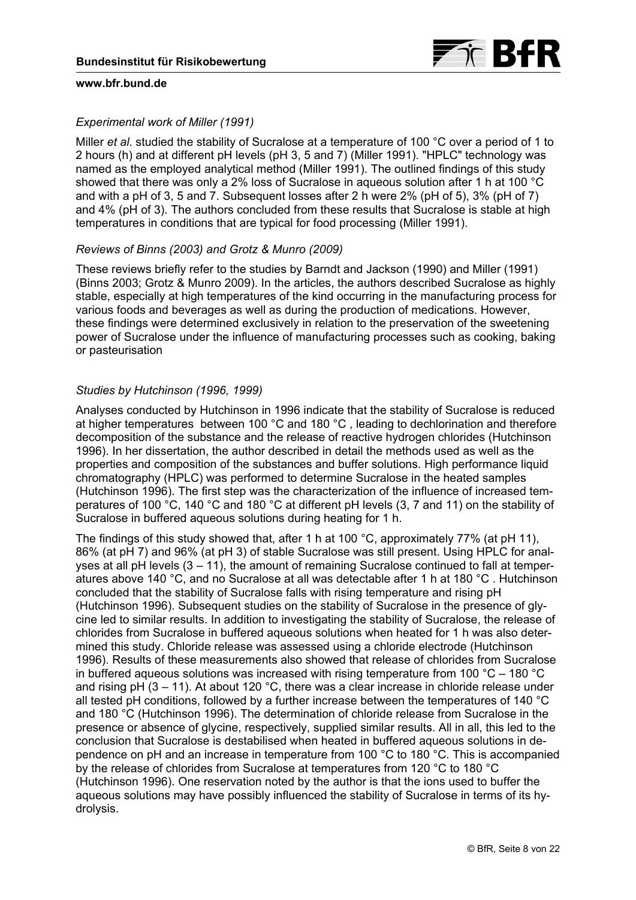*Experimental work of Miller (1991)*

Miller *et al*. studied the stability of Sucralose at a temperature of 100 °C over a period of 1 to 2 hours (h) and at different pH levels (pH 3, 5 and 7) (Miller 1991). "HPLC" technology was named as the employed analytical method (Miller 1991). The outlined findings of this study showed that there was only a 2% loss of Sucralose in aqueous solution after 1 h at 100 °C and with a pH of 3, 5 and 7. Subsequent losses after 2 h were 2% (pH of 5), 3% (pH of 7) and 4% (pH of 3). The authors concluded from these results that Sucralose is stable at high temperatures in conditions that are typical for food processing (Miller 1991).

*Reviews of Binns (2003) and Grotz & Munro (2009)*

These reviews briefly refer to the studies by Barndt and Jackson (1990) and Miller (1991) (Binns 2003; Grotz & Munro 2009). In the articles, the authors described Sucralose as highly stable, especially at high temperatures of the kind occurring in the manufacturing process for various foods and beverages as well as during the production of medications. However, these findings were determined exclusively in relation to the preservation of the sweetening power of Sucralose under the influence of manufacturing processes such as cooking, baking or pasteurisation

*Studies by Hutchinson (1996, 1999)*

Analyses conducted by Hutchinson in 1996 indicate that the stability of Sucralose is reduced at higher temperatures between 100 °C and 180 °C , leading to dechlorination and therefore decomposition of the substance and the release of reactive hydrogen chlorides (Hutchinson 1996). In her dissertation, the author described in detail the methods used as well as the properties and composition of the substances and buffer solutions. High performance liquid chromatography (HPLC) was performed to determine Sucralose in the heated samples (Hutchinson 1996). The first step was the characterization of the influence of increased temperatures of 100 °C, 140 °C and 180 °C at different pH levels (3, 7 and 11) on the stability of Sucralose in buffered aqueous solutions during heating for 1 h.

The findings of this study showed that, after 1 h at 100 °C, approximately 77% (at pH 11), 86% (at pH 7) and 96% (at pH 3) of stable Sucralose was still present. Using HPLC for analyses at all pH levels (3 – 11), the amount of remaining Sucralose continued to fall at temperatures above 140 °C, and no Sucralose at all was detectable after 1 h at 180 °C . Hutchinson concluded that the stability of Sucralose falls with rising temperature and rising pH (Hutchinson 1996). Subsequent studies on the stability of Sucralose in the presence of glycine led to similar results. In addition to investigating the stability of Sucralose, the release of chlorides from Sucralose in buffered aqueous solutions when heated for 1 h was also determined this study. Chloride release was assessed using a chloride electrode (Hutchinson 1996). Results of these measurements also showed that release of chlorides from Sucralose in buffered aqueous solutions was increased with rising temperature from 100 °C – 180 °C and rising pH (3 – 11). At about 120 °C, there was a clear increase in chloride release under all tested pH conditions, followed by a further increase between the temperatures of 140 °C and 180 °C (Hutchinson 1996). The determination of chloride release from Sucralose in the presence or absence of glycine, respectively, supplied similar results. All in all, this led to the conclusion that Sucralose is destabilised when heated in buffered aqueous solutions in dependence on pH and an increase in temperature from 100 °C to 180 °C. This is accompanied by the release of chlorides from Sucralose at temperatures from 120 °C to 180 °C (Hutchinson 1996). One reservation noted by the author is that the ions used to buffer the aqueous solutions may have possibly influenced the stability of Sucralose in terms of its hydrolysis.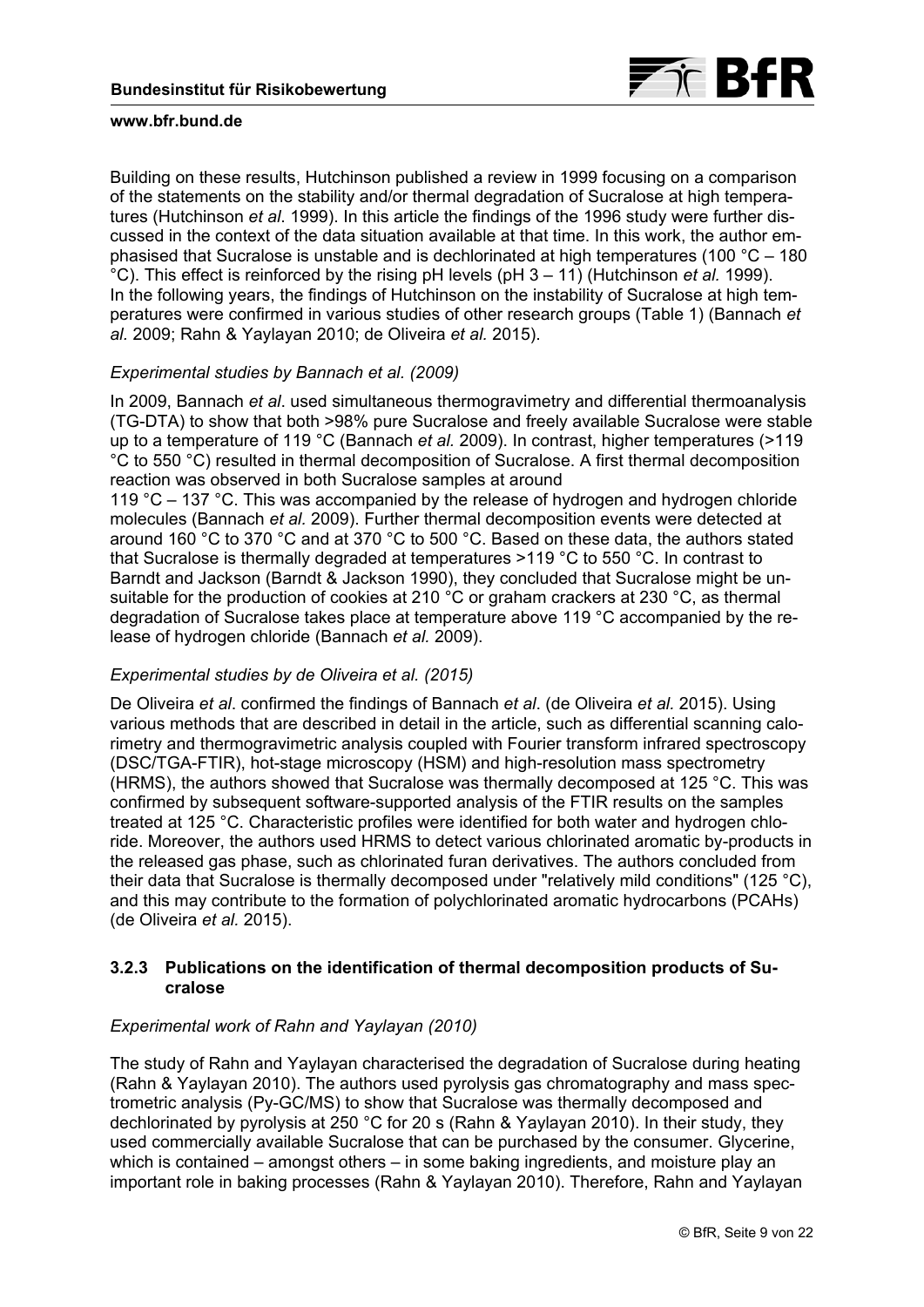Building on these results, Hutchinson published a review in 1999 focusing on a comparison of the statements on the stability and/or thermal degradation of Sucralose at high temperatures (Hutchinson *et al*. 1999). In this article the findings of the 1996 study were further discussed in the context of the data situation available at that time. In this work, the author emphasised that Sucralose is unstable and is dechlorinated at high temperatures (100 °C – 180 °C). This effect is reinforced by the rising pH levels (pH 3 – 11) (Hutchinson *et al.* 1999). In the following years, the findings of Hutchinson on the instability of Sucralose at high temperatures were confirmed in various studies of other research groups (Table 1) (Bannach *et al.* 2009; Rahn & Yaylayan 2010; de Oliveira *et al.* 2015).

*Experimental studies by Bannach et al. (2009)*

In 2009, Bannach *et al*. used simultaneous thermogravimetry and differential thermoanalysis (TG-DTA) to show that both >98% pure Sucralose and freely available Sucralose were stable up to a temperature of 119 °C (Bannach *et al.* 2009). In contrast, higher temperatures (>119 °C to 550 °C) resulted in thermal decomposition of Sucralose. A first thermal decomposition reaction was observed in both Sucralose samples at around 119 °C – 137 °C. This was accompanied by the release of hydrogen and hydrogen chloride molecules (Bannach *et al.* 2009). Further thermal decomposition events were detected at around 160 °C to 370 °C and at 370 °C to 500 °C. Based on these data, the authors stated that Sucralose is thermally degraded at temperatures >119 °C to 550 °C. In contrast to Barndt and Jackson (Barndt & Jackson 1990), they concluded that Sucralose might be unsuitable for the production of cookies at 210 °C or graham crackers at 230 °C, as thermal degradation of Sucralose takes place at temperature above 119 °C accompanied by the release of hydrogen chloride (Bannach *et al.* 2009).

*Experimental studies by de Oliveira et al. (2015)*

De Oliveira *et al*. confirmed the findings of Bannach *et al*. (de Oliveira *et al.* 2015). Using various methods that are described in detail in the article, such as differential scanning calorimetry and thermogravimetric analysis coupled with Fourier transform infrared spectroscopy (DSC/TGA-FTIR), hot-stage microscopy (HSM) and high-resolution mass spectrometry (HRMS), the authors showed that Sucralose was thermally decomposed at 125 °C. This was confirmed by subsequent software-supported analysis of the FTIR results on the samples treated at 125 °C. Characteristic profiles were identified for both water and hydrogen chloride. Moreover, the authors used HRMS to detect various chlorinated aromatic by-products in the released gas phase, such as chlorinated furan derivatives. The authors concluded from their data that Sucralose is thermally decomposed under "relatively mild conditions" (125 °C), and this may contribute to the formation of polychlorinated aromatic hydrocarbons (PCAHs) (de Oliveira *et al.* 2015).

### 3.2.3 Publications on the identification of thermal decomposition products of Sucralose

*Experimental work of Rahn and Yaylayan (2010)*

The study of Rahn and Yaylayan characterised the degradation of Sucralose during heating (Rahn & Yaylayan 2010). The authors used pyrolysis gas chromatography and mass spectrometric analysis (Py-GC/MS) to show that Sucralose was thermally decomposed and dechlorinated by pyrolysis at 250 °C for 20 s (Rahn & Yaylayan 2010). In their study, they used commercially available Sucralose that can be purchased by the consumer. Glycerine, which is contained – amongst others – in some baking ingredients, and moisture play an important role in baking processes (Rahn & Yaylayan 2010). Therefore, Rahn and Yaylayan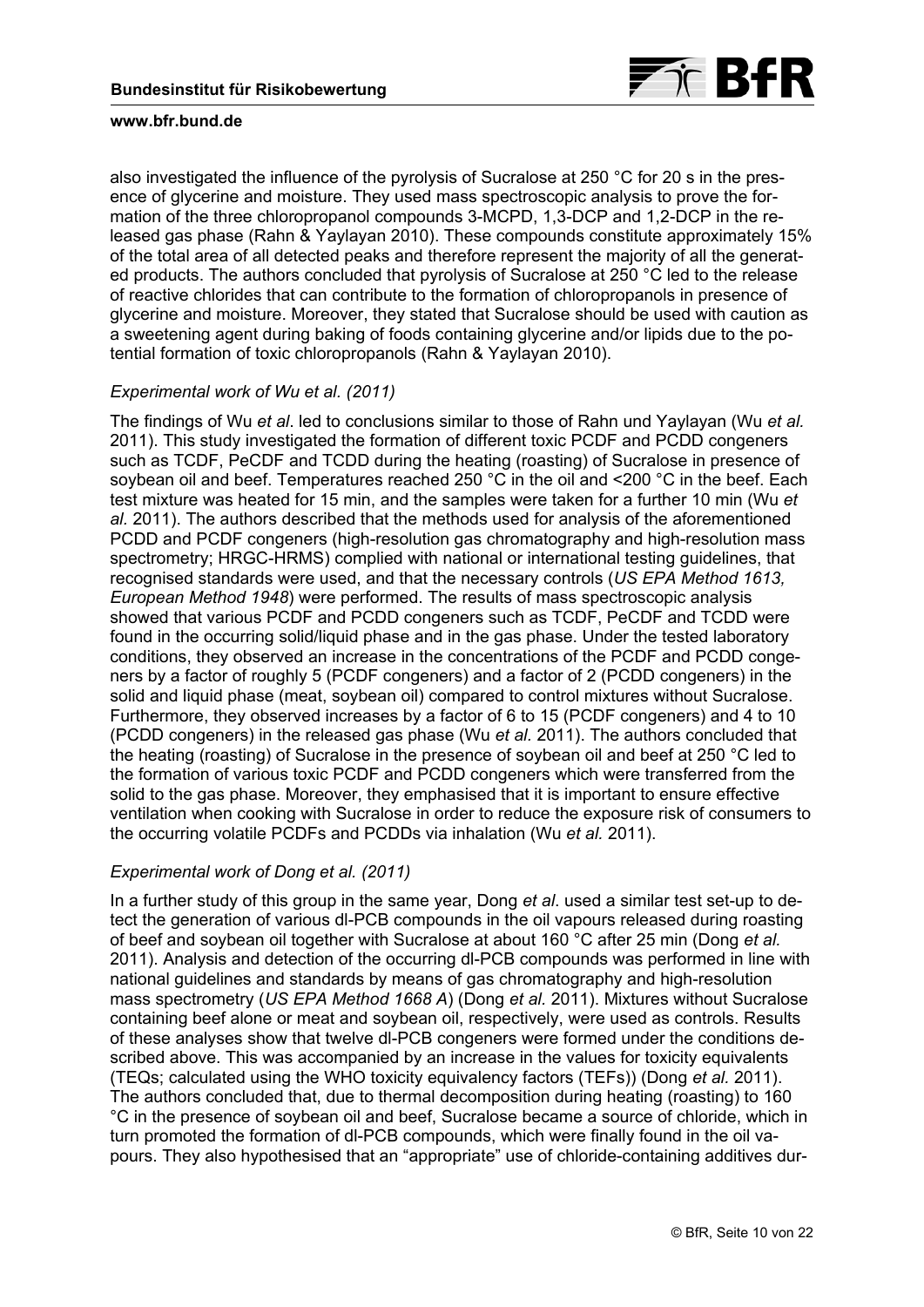also investigated the influence of the pyrolysis of Sucralose at 250 °C for 20 s in the presence of glycerine and moisture. They used mass spectroscopic analysis to prove the formation of the three chloropropanol compounds 3-MCPD, 1,3-DCP and 1,2-DCP in the released gas phase (Rahn & Yaylayan 2010). These compounds constitute approximately 15% of the total area of all detected peaks and therefore represent the majority of all the generated products. The authors concluded that pyrolysis of Sucralose at 250 °C led to the release of reactive chlorides that can contribute to the formation of chloropropanols in presence of glycerine and moisture. Moreover, they stated that Sucralose should be used with caution as a sweetening agent during baking of foods containing glycerine and/or lipids due to the potential formation of toxic chloropropanols (Rahn & Yaylayan 2010).

*Experimental work of Wu et al. (2011)*

The findings of Wu *et al*. led to conclusions similar to those of Rahn und Yaylayan (Wu *et al.* 2011). This study investigated the formation of different toxic PCDF and PCDD congeners such as TCDF, PeCDF and TCDD during the heating (roasting) of Sucralose in presence of soybean oil and beef. Temperatures reached 250 °C in the oil and <200 °C in the beef. Each test mixture was heated for 15 min, and the samples were taken for a further 10 min (Wu *et al.* 2011). The authors described that the methods used for analysis of the aforementioned PCDD and PCDF congeners (high-resolution gas chromatography and high-resolution mass spectrometry; HRGC-HRMS) complied with national or international testing guidelines, that recognised standards were used, and that the necessary controls (*US EPA Method 1613, European Method 1948*) were performed. The results of mass spectroscopic analysis showed that various PCDF and PCDD congeners such as TCDF, PeCDF and TCDD were found in the occurring solid/liquid phase and in the gas phase. Under the tested laboratory conditions, they observed an increase in the concentrations of the PCDF and PCDD congeners by a factor of roughly 5 (PCDF congeners) and a factor of 2 (PCDD congeners) in the solid and liquid phase (meat, soybean oil) compared to control mixtures without Sucralose. Furthermore, they observed increases by a factor of 6 to 15 (PCDF congeners) and 4 to 10 (PCDD congeners) in the released gas phase (Wu *et al.* 2011). The authors concluded that the heating (roasting) of Sucralose in the presence of soybean oil and beef at 250 °C led to the formation of various toxic PCDF and PCDD congeners which were transferred from the solid to the gas phase. Moreover, they emphasised that it is important to ensure effective ventilation when cooking with Sucralose in order to reduce the exposure risk of consumers to the occurring volatile PCDFs and PCDDs via inhalation (Wu *et al.* 2011).

*Experimental work of Dong et al. (2011)*

In a further study of this group in the same year, Dong *et al*. used a similar test set-up to detect the generation of various dl-PCB compounds in the oil vapours released during roasting of beef and soybean oil together with Sucralose at about 160 °C after 25 min (Dong *et al.* 2011). Analysis and detection of the occurring dl-PCB compounds was performed in line with national guidelines and standards by means of gas chromatography and high-resolution mass spectrometry (*US EPA Method 1668 A*) (Dong *et al.* 2011). Mixtures without Sucralose containing beef alone or meat and soybean oil, respectively, were used as controls. Results of these analyses show that twelve dl-PCB congeners were formed under the conditions described above. This was accompanied by an increase in the values for toxicity equivalents (TEQs; calculated using the WHO toxicity equivalency factors (TEFs)) (Dong *et al.* 2011). The authors concluded that, due to thermal decomposition during heating (roasting) to 160 °C in the presence of soybean oil and beef, Sucralose became a source of chloride, which in turn promoted the formation of dl-PCB compounds, which were finally found in the oil vapours. They also hypothesised that an "appropriate" use of chloride-containing additives dur-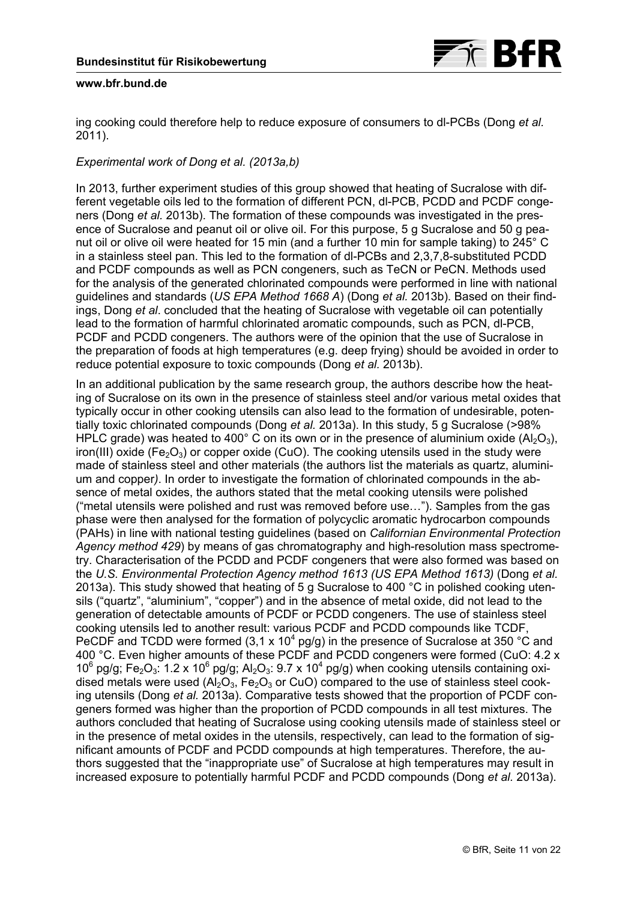ing cooking could therefore help to reduce exposure of consumers to dl-PCBs (Dong *et al.* 2011).

*Experimental work of Dong et al. (2013a,b)*

In 2013, further experiment studies of this group showed that heating of Sucralose with different vegetable oils led to the formation of different PCN, dl-PCB, PCDD and PCDF congeners (Dong *et al.* 2013b). The formation of these compounds was investigated in the presence of Sucralose and peanut oil or olive oil. For this purpose, 5 g Sucralose and 50 g peanut oil or olive oil were heated for 15 min (and a further 10 min for sample taking) to 245° C in a stainless steel pan. This led to the formation of dl-PCBs and 2,3,7,8-substituted PCDD and PCDF compounds as well as PCN congeners, such as TeCN or PeCN. Methods used for the analysis of the generated chlorinated compounds were performed in line with national guidelines and standards (*US EPA Method 1668 A*) (Dong *et al.* 2013b). Based on their findings, Dong *et al*. concluded that the heating of Sucralose with vegetable oil can potentially lead to the formation of harmful chlorinated aromatic compounds, such as PCN, dl-PCB, PCDF and PCDD congeners. The authors were of the opinion that the use of Sucralose in the preparation of foods at high temperatures (e.g. deep frying) should be avoided in order to reduce potential exposure to toxic compounds (Dong *et al.* 2013b).

In an additional publication by the same research group, the authors describe how the heating of Sucralose on its own in the presence of stainless steel and/or various metal oxides that typically occur in other cooking utensils can also lead to the formation of undesirable, potentially toxic chlorinated compounds (Dong *et al.* 2013a). In this study, 5 g Sucralose (>98% HPLC grade) was heated to 400° C on its own or in the presence of aluminium oxide ($Al_2O_3$), iron(III) oxide ($Fe_2O_3$) or copper oxide (CuO). The cooking utensils used in the study were made of stainless steel and other materials (the authors list the materials as quartz, aluminium and copper*)*. In order to investigate the formation of chlorinated compounds in the absence of metal oxides, the authors stated that the metal cooking utensils were polished ("metal utensils were polished and rust was removed before use…"). Samples from the gas phase were then analysed for the formation of polycyclic aromatic hydrocarbon compounds (PAHs) in line with national testing guidelines (based on *Californian Environmental Protection Agency method 429*) by means of gas chromatography and high-resolution mass spectrometry. Characterisation of the PCDD and PCDF congeners that were also formed was based on the *U.S. Environmental Protection Agency method 1613 (US EPA Method 1613)* (Dong *et al.* 2013a). This study showed that heating of 5 g Sucralose to 400 °C in polished cooking utensils ("quartz", "aluminium", "copper") and in the absence of metal oxide, did not lead to the generation of detectable amounts of PCDF or PCDD congeners. The use of stainless steel cooking utensils led to another result: various PCDF and PCDD compounds like TCDF, PeCDF and TCDD were formed ($3{,}1 \times 10^4$ pg/g) in the presence of Sucralose at 350 °C and 400 °C. Even higher amounts of these PCDF and PCDD congeners were formed (CuO: $4.2 \times 10^6$ pg/g; $Fe_2O_3$: $1.2 \times 10^6$ pg/g; $Al_2O_3$: $9.7 \times 10^4$ pg/g) when cooking utensils containing oxidised metals were used ($Al_2O_3$, $Fe_2O_3$ or CuO) compared to the use of stainless steel cooking utensils (Dong *et al.* 2013a). Comparative tests showed that the proportion of PCDF congeners formed was higher than the proportion of PCDD compounds in all test mixtures. The authors concluded that heating of Sucralose using cooking utensils made of stainless steel or in the presence of metal oxides in the utensils, respectively, can lead to the formation of significant amounts of PCDF and PCDD compounds at high temperatures. Therefore, the authors suggested that the "inappropriate use" of Sucralose at high temperatures may result in increased exposure to potentially harmful PCDF and PCDD compounds (Dong *et al.* 2013a).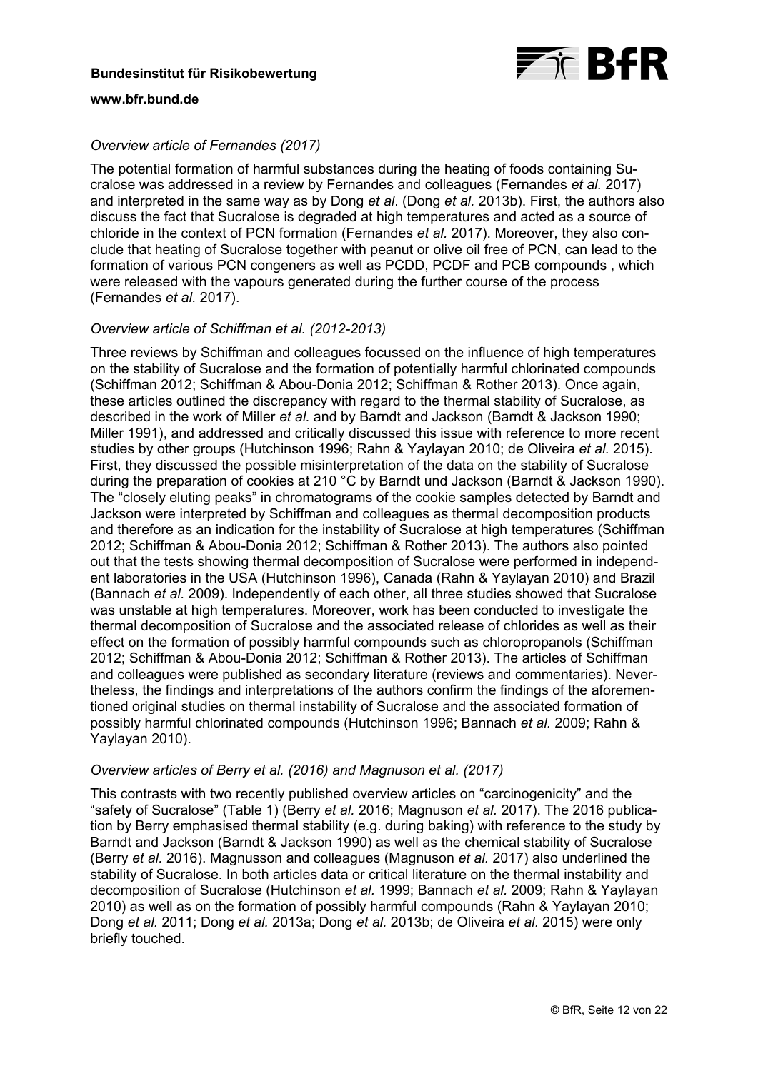*Overview article of Fernandes (2017)*

The potential formation of harmful substances during the heating of foods containing Sucralose was addressed in a review by Fernandes and colleagues (Fernandes *et al.* 2017) and interpreted in the same way as by Dong *et al*. (Dong *et al.* 2013b). First, the authors also discuss the fact that Sucralose is degraded at high temperatures and acted as a source of chloride in the context of PCN formation (Fernandes *et al.* 2017). Moreover, they also conclude that heating of Sucralose together with peanut or olive oil free of PCN, can lead to the formation of various PCN congeners as well as PCDD, PCDF and PCB compounds , which were released with the vapours generated during the further course of the process (Fernandes *et al.* 2017).

*Overview article of Schiffman et al. (2012-2013)*

Three reviews by Schiffman and colleagues focussed on the influence of high temperatures on the stability of Sucralose and the formation of potentially harmful chlorinated compounds (Schiffman 2012; Schiffman & Abou-Donia 2012; Schiffman & Rother 2013). Once again, these articles outlined the discrepancy with regard to the thermal stability of Sucralose, as described in the work of Miller *et al.* and by Barndt and Jackson (Barndt & Jackson 1990; Miller 1991), and addressed and critically discussed this issue with reference to more recent studies by other groups (Hutchinson 1996; Rahn & Yaylayan 2010; de Oliveira *et al*. 2015). First, they discussed the possible misinterpretation of the data on the stability of Sucralose during the preparation of cookies at 210 °C by Barndt und Jackson (Barndt & Jackson 1990). The "closely eluting peaks" in chromatograms of the cookie samples detected by Barndt and Jackson were interpreted by Schiffman and colleagues as thermal decomposition products and therefore as an indication for the instability of Sucralose at high temperatures (Schiffman 2012; Schiffman & Abou-Donia 2012; Schiffman & Rother 2013). The authors also pointed out that the tests showing thermal decomposition of Sucralose were performed in independent laboratories in the USA (Hutchinson 1996), Canada (Rahn & Yaylayan 2010) and Brazil (Bannach *et al.* 2009). Independently of each other, all three studies showed that Sucralose was unstable at high temperatures. Moreover, work has been conducted to investigate the thermal decomposition of Sucralose and the associated release of chlorides as well as their effect on the formation of possibly harmful compounds such as chloropropanols (Schiffman 2012; Schiffman & Abou-Donia 2012; Schiffman & Rother 2013). The articles of Schiffman and colleagues were published as secondary literature (reviews and commentaries). Nevertheless, the findings and interpretations of the authors confirm the findings of the aforementioned original studies on thermal instability of Sucralose and the associated formation of possibly harmful chlorinated compounds (Hutchinson 1996; Bannach *et al.* 2009; Rahn & Yaylayan 2010).

*Overview articles of Berry et al. (2016) and Magnuson et al. (2017)*

This contrasts with two recently published overview articles on "carcinogenicity" and the "safety of Sucralose" (Table 1) (Berry *et al.* 2016; Magnuson *et al.* 2017). The 2016 publication by Berry emphasised thermal stability (e.g. during baking) with reference to the study by Barndt and Jackson (Barndt & Jackson 1990) as well as the chemical stability of Sucralose (Berry *et al.* 2016). Magnusson and colleagues (Magnuson *et al.* 2017) also underlined the stability of Sucralose. In both articles data or critical literature on the thermal instability and decomposition of Sucralose (Hutchinson *et al.* 1999; Bannach *et al*. 2009; Rahn & Yaylayan 2010) as well as on the formation of possibly harmful compounds (Rahn & Yaylayan 2010; Dong *et al.* 2011; Dong *et al.* 2013a; Dong *et al.* 2013b; de Oliveira *et al.* 2015) were only briefly touched.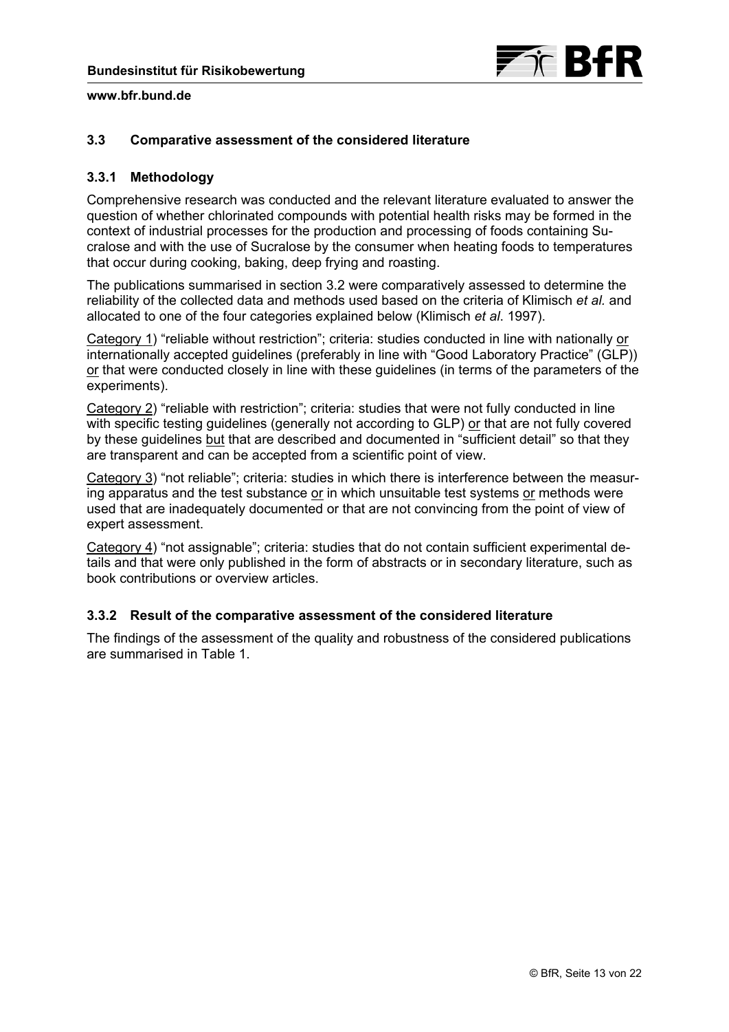### 3.3 Comparative assessment of the considered literature

### 3.3.1 Methodology

Comprehensive research was conducted and the relevant literature evaluated to answer the question of whether chlorinated compounds with potential health risks may be formed in the context of industrial processes for the production and processing of foods containing Sucralose and with the use of Sucralose by the consumer when heating foods to temperatures that occur during cooking, baking, deep frying and roasting.

The publications summarised in section 3.2 were comparatively assessed to determine the reliability of the collected data and methods used based on the criteria of Klimisch *et al.* and allocated to one of the four categories explained below (Klimisch *et al*. 1997).

<u>Category 1</u>) "reliable without restriction"; criteria: studies conducted in line with nationally <u>or</u> internationally accepted guidelines (preferably in line with "Good Laboratory Practice" (GLP)) <u>or</u> that were conducted closely in line with these guidelines (in terms of the parameters of the experiments).

<u>Category 2</u>) "reliable with restriction"; criteria: studies that were not fully conducted in line with specific testing guidelines (generally not according to GLP) <u>or</u> that are not fully covered by these guidelines <u>but</u> that are described and documented in "sufficient detail" so that they are transparent and can be accepted from a scientific point of view.

<u>Category 3</u>) "not reliable"; criteria: studies in which there is interference between the measuring apparatus and the test substance <u>or</u> in which unsuitable test systems <u>or</u> methods were used that are inadequately documented or that are not convincing from the point of view of expert assessment.

<u>Category 4</u>) "not assignable"; criteria: studies that do not contain sufficient experimental details and that were only published in the form of abstracts or in secondary literature, such as book contributions or overview articles.

### 3.3.2 Result of the comparative assessment of the considered literature

The findings of the assessment of the quality and robustness of the considered publications are summarised in Table 1.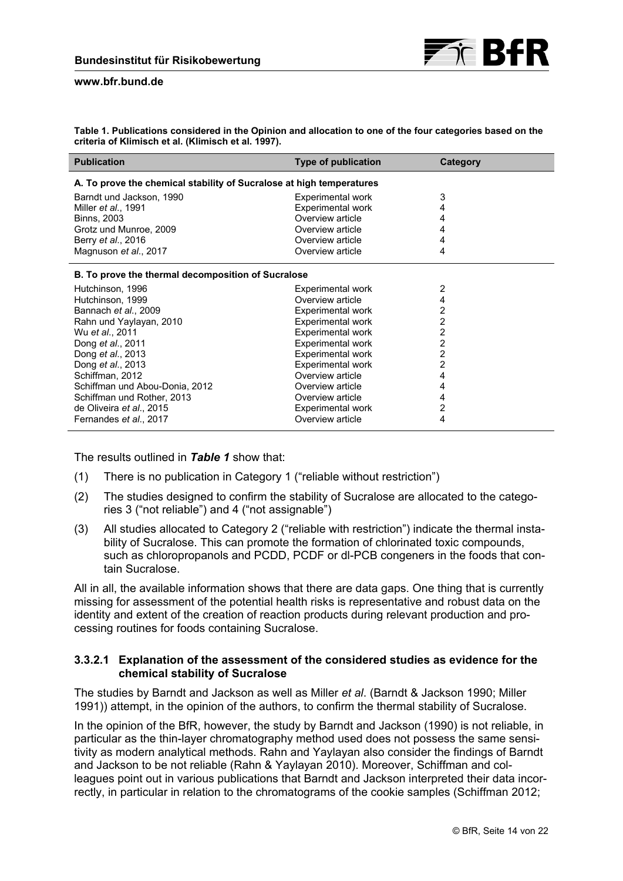**Table 1. Publications considered in the Opinion and allocation to one of the four categories based on the criteria of Klimisch et al. (Klimisch et al. 1997).**

| Publication | Type of publication | Category |
|---|---|---|
| **A. To prove the chemical stability of Sucralose at high temperatures** | | |
| Barndt und Jackson, 1990 | Experimental work | 3 |
| Miller *et al*., 1991 | Experimental work | 4 |
| Binns, 2003 | Overview article | 4 |
| Grotz und Munroe, 2009 | Overview article | 4 |
| Berry *et al*., 2016 | Overview article | 4 |
| Magnuson *et al*., 2017 | Overview article | 4 |
| **B. To prove the thermal decomposition of Sucralose** | | |
| Hutchinson, 1996 | Experimental work | 2 |
| Hutchinson, 1999 | Overview article | 4 |
| Bannach *et al*., 2009 | Experimental work | 2 |
| Rahn und Yaylayan, 2010 | Experimental work | 2 |
| Wu *et al*., 2011 | Experimental work | 2 |
| Dong *et al*., 2011 | Experimental work | 2 |
| Dong *et al*., 2013 | Experimental work | 2 |
| Dong *et al*., 2013 | Experimental work | 2 |
| Schiffman, 2012 | Overview article | 4 |
| Schiffman und Abou-Donia, 2012 | Overview article | 4 |
| Schiffman und Rother, 2013 | Overview article | 4 |
| de Oliveira *et al*., 2015 | Experimental work | 2 |
| Fernandes *et al*., 2017 | Overview article | 4 |

The results outlined in ***Table 1*** show that:

(1) There is no publication in Category 1 ("reliable without restriction")

(2) The studies designed to confirm the stability of Sucralose are allocated to the categories 3 ("not reliable") and 4 ("not assignable")

(3) All studies allocated to Category 2 ("reliable with restriction") indicate the thermal instability of Sucralose. This can promote the formation of chlorinated toxic compounds, such as chloropropanols and PCDD, PCDF or dl-PCB congeners in the foods that contain Sucralose.

All in all, the available information shows that there are data gaps. One thing that is currently missing for assessment of the potential health risks is representative and robust data on the identity and extent of the creation of reaction products during relevant production and processing routines for foods containing Sucralose.

#### 3.3.2.1 Explanation of the assessment of the considered studies as evidence for the chemical stability of Sucralose

The studies by Barndt and Jackson as well as Miller *et al*. (Barndt & Jackson 1990; Miller 1991)) attempt, in the opinion of the authors, to confirm the thermal stability of Sucralose.

In the opinion of the BfR, however, the study by Barndt and Jackson (1990) is not reliable, in particular as the thin-layer chromatography method used does not possess the same sensitivity as modern analytical methods. Rahn and Yaylayan also consider the findings of Barndt and Jackson to be not reliable (Rahn & Yaylayan 2010). Moreover, Schiffman and colleagues point out in various publications that Barndt and Jackson interpreted their data incorrectly, in particular in relation to the chromatograms of the cookie samples (Schiffman 2012;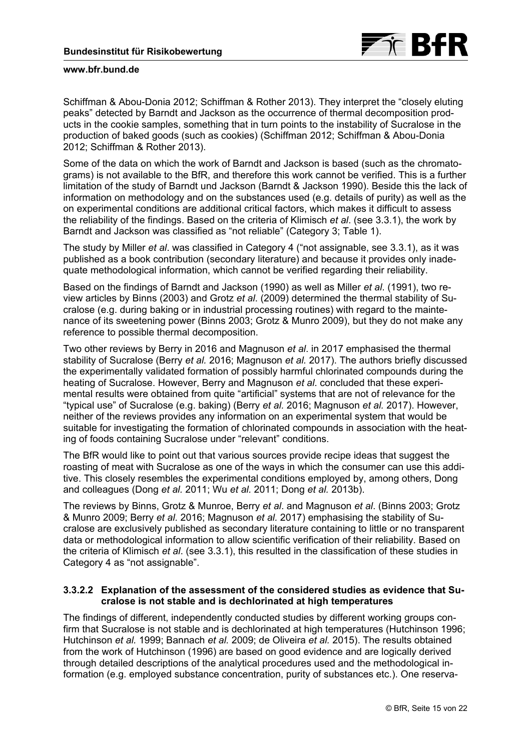Schiffman & Abou-Donia 2012; Schiffman & Rother 2013). They interpret the "closely eluting peaks" detected by Barndt and Jackson as the occurrence of thermal decomposition products in the cookie samples, something that in turn points to the instability of Sucralose in the production of baked goods (such as cookies) (Schiffman 2012; Schiffman & Abou-Donia 2012; Schiffman & Rother 2013).

Some of the data on which the work of Barndt and Jackson is based (such as the chromatograms) is not available to the BfR, and therefore this work cannot be verified. This is a further limitation of the study of Barndt und Jackson (Barndt & Jackson 1990). Beside this the lack of information on methodology and on the substances used (e.g. details of purity) as well as the on experimental conditions are additional critical factors, which makes it difficult to assess the reliability of the findings. Based on the criteria of Klimisch *et al*. (see 3.3.1), the work by Barndt and Jackson was classified as "not reliable" (Category 3; Table 1).

The study by Miller *et al*. was classified in Category 4 ("not assignable, see 3.3.1), as it was published as a book contribution (secondary literature) and because it provides only inadequate methodological information, which cannot be verified regarding their reliability.

Based on the findings of Barndt and Jackson (1990) as well as Miller *et al*. (1991), two review articles by Binns (2003) and Grotz *et al*. (2009) determined the thermal stability of Sucralose (e.g. during baking or in industrial processing routines) with regard to the maintenance of its sweetening power (Binns 2003; Grotz & Munro 2009), but they do not make any reference to possible thermal decomposition.

Two other reviews by Berry in 2016 and Magnuson *et al*. in 2017 emphasised the thermal stability of Sucralose (Berry *et al.* 2016; Magnuson *et al.* 2017). The authors briefly discussed the experimentally validated formation of possibly harmful chlorinated compounds during the heating of Sucralose. However, Berry and Magnuson *et al*. concluded that these experimental results were obtained from quite "artificial" systems that are not of relevance for the "typical use" of Sucralose (e.g. baking) (Berry *et al.* 2016; Magnuson *et al.* 2017). However, neither of the reviews provides any information on an experimental system that would be suitable for investigating the formation of chlorinated compounds in association with the heating of foods containing Sucralose under "relevant" conditions.

The BfR would like to point out that various sources provide recipe ideas that suggest the roasting of meat with Sucralose as one of the ways in which the consumer can use this additive. This closely resembles the experimental conditions employed by, among others, Dong and colleagues (Dong *et al.* 2011; Wu *et al.* 2011; Dong *et al.* 2013b).

The reviews by Binns, Grotz & Munroe, Berry *et al*. and Magnuson *et al*. (Binns 2003; Grotz & Munro 2009; Berry *et al.* 2016; Magnuson *et al.* 2017) emphasising the stability of Sucralose are exclusively published as secondary literature containing to little or no transparent data or methodological information to allow scientific verification of their reliability. Based on the criteria of Klimisch *et al*. (see 3.3.1), this resulted in the classification of these studies in Category 4 as "not assignable".

#### 3.3.2.2 Explanation of the assessment of the considered studies as evidence that Sucralose is not stable and is dechlorinated at high temperatures

The findings of different, independently conducted studies by different working groups confirm that Sucralose is not stable and is dechlorinated at high temperatures (Hutchinson 1996; Hutchinson *et al.* 1999; Bannach *et al.* 2009; de Oliveira *et al.* 2015). The results obtained from the work of Hutchinson (1996) are based on good evidence and are logically derived through detailed descriptions of the analytical procedures used and the methodological information (e.g. employed substance concentration, purity of substances etc.). One reserva-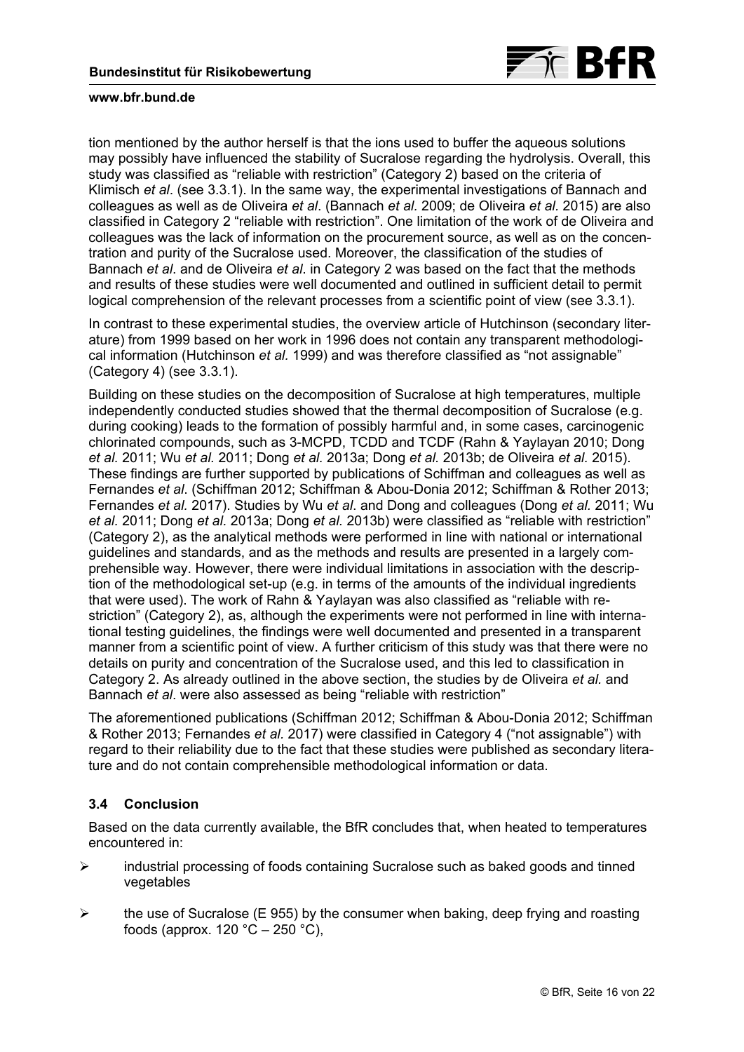tion mentioned by the author herself is that the ions used to buffer the aqueous solutions may possibly have influenced the stability of Sucralose regarding the hydrolysis. Overall, this study was classified as "reliable with restriction" (Category 2) based on the criteria of Klimisch *et al*. (see 3.3.1). In the same way, the experimental investigations of Bannach and colleagues as well as de Oliveira *et al*. (Bannach *et al.* 2009; de Oliveira *et al*. 2015) are also classified in Category 2 "reliable with restriction". One limitation of the work of de Oliveira and colleagues was the lack of information on the procurement source, as well as on the concentration and purity of the Sucralose used. Moreover, the classification of the studies of Bannach *et al*. and de Oliveira *et al*. in Category 2 was based on the fact that the methods and results of these studies were well documented and outlined in sufficient detail to permit logical comprehension of the relevant processes from a scientific point of view (see 3.3.1).

In contrast to these experimental studies, the overview article of Hutchinson (secondary literature) from 1999 based on her work in 1996 does not contain any transparent methodological information (Hutchinson *et al.* 1999) and was therefore classified as "not assignable" (Category 4) (see 3.3.1).

Building on these studies on the decomposition of Sucralose at high temperatures, multiple independently conducted studies showed that the thermal decomposition of Sucralose (e.g. during cooking) leads to the formation of possibly harmful and, in some cases, carcinogenic chlorinated compounds, such as 3-MCPD, TCDD and TCDF (Rahn & Yaylayan 2010; Dong *et al.* 2011; Wu *et al.* 2011; Dong *et al.* 2013a; Dong *et al.* 2013b; de Oliveira *et al.* 2015). These findings are further supported by publications of Schiffman and colleagues as well as Fernandes *et al*. (Schiffman 2012; Schiffman & Abou-Donia 2012; Schiffman & Rother 2013; Fernandes *et al.* 2017). Studies by Wu *et al*. and Dong and colleagues (Dong *et al.* 2011; Wu *et al.* 2011; Dong *et al.* 2013a; Dong *et al.* 2013b) were classified as "reliable with restriction" (Category 2), as the analytical methods were performed in line with national or international guidelines and standards, and as the methods and results are presented in a largely comprehensible way. However, there were individual limitations in association with the description of the methodological set-up (e.g. in terms of the amounts of the individual ingredients that were used). The work of Rahn & Yaylayan was also classified as "reliable with restriction" (Category 2), as, although the experiments were not performed in line with international testing guidelines, the findings were well documented and presented in a transparent manner from a scientific point of view. A further criticism of this study was that there were no details on purity and concentration of the Sucralose used, and this led to classification in Category 2. As already outlined in the above section, the studies by de Oliveira *et al.* and Bannach *et al*. were also assessed as being "reliable with restriction"

The aforementioned publications (Schiffman 2012; Schiffman & Abou-Donia 2012; Schiffman & Rother 2013; Fernandes *et al*. 2017) were classified in Category 4 ("not assignable") with regard to their reliability due to the fact that these studies were published as secondary literature and do not contain comprehensible methodological information or data.

### 3.4 Conclusion

Based on the data currently available, the BfR concludes that, when heated to temperatures encountered in:

- industrial processing of foods containing Sucralose such as baked goods and tinned vegetables
- the use of Sucralose (E 955) by the consumer when baking, deep frying and roasting foods (approx. 120 °C – 250 °C),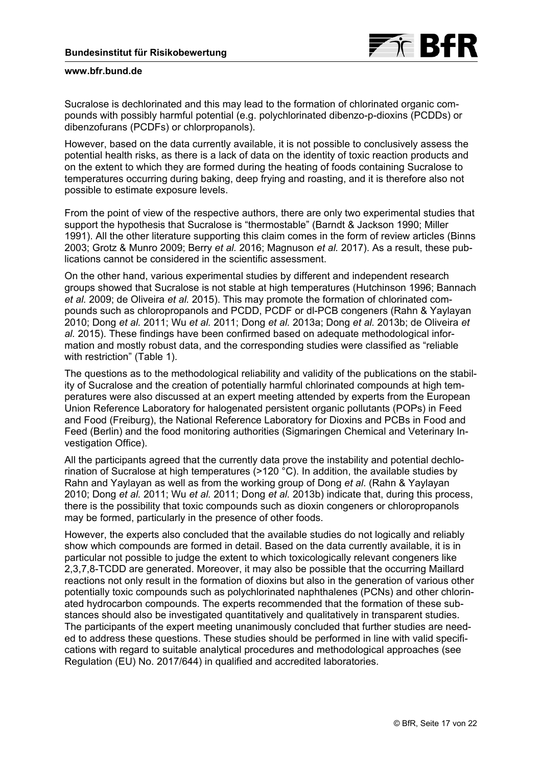Sucralose is dechlorinated and this may lead to the formation of chlorinated organic compounds with possibly harmful potential (e.g. polychlorinated dibenzo-p-dioxins (PCDDs) or dibenzofurans (PCDFs) or chlorpropanols).

However, based on the data currently available, it is not possible to conclusively assess the potential health risks, as there is a lack of data on the identity of toxic reaction products and on the extent to which they are formed during the heating of foods containing Sucralose to temperatures occurring during baking, deep frying and roasting, and it is therefore also not possible to estimate exposure levels.

From the point of view of the respective authors, there are only two experimental studies that support the hypothesis that Sucralose is "thermostable" (Barndt & Jackson 1990; Miller 1991). All the other literature supporting this claim comes in the form of review articles (Binns 2003; Grotz & Munro 2009; Berry *et al.* 2016; Magnuson *et al.* 2017). As a result, these publications cannot be considered in the scientific assessment.

On the other hand, various experimental studies by different and independent research groups showed that Sucralose is not stable at high temperatures (Hutchinson 1996; Bannach *et al.* 2009; de Oliveira *et al.* 2015). This may promote the formation of chlorinated compounds such as chloropropanols and PCDD, PCDF or dl-PCB congeners (Rahn & Yaylayan 2010; Dong *et al.* 2011; Wu *et al.* 2011; Dong *et al.* 2013a; Dong *et al.* 2013b; de Oliveira *et al.* 2015). These findings have been confirmed based on adequate methodological information and mostly robust data, and the corresponding studies were classified as "reliable with restriction" (Table 1).

The questions as to the methodological reliability and validity of the publications on the stability of Sucralose and the creation of potentially harmful chlorinated compounds at high temperatures were also discussed at an expert meeting attended by experts from the European Union Reference Laboratory for halogenated persistent organic pollutants (POPs) in Feed and Food (Freiburg), the National Reference Laboratory for Dioxins and PCBs in Food and Feed (Berlin) and the food monitoring authorities (Sigmaringen Chemical and Veterinary Investigation Office).

All the participants agreed that the currently data prove the instability and potential dechlorination of Sucralose at high temperatures (>120 °C). In addition, the available studies by Rahn and Yaylayan as well as from the working group of Dong *et al*. (Rahn & Yaylayan 2010; Dong *et al.* 2011; Wu *et al.* 2011; Dong *et al.* 2013b) indicate that, during this process, there is the possibility that toxic compounds such as dioxin congeners or chloropropanols may be formed, particularly in the presence of other foods.

However, the experts also concluded that the available studies do not logically and reliably show which compounds are formed in detail. Based on the data currently available, it is in particular not possible to judge the extent to which toxicologically relevant congeners like 2,3,7,8-TCDD are generated. Moreover, it may also be possible that the occurring Maillard reactions not only result in the formation of dioxins but also in the generation of various other potentially toxic compounds such as polychlorinated naphthalenes (PCNs) and other chlorinated hydrocarbon compounds. The experts recommended that the formation of these substances should also be investigated quantitatively and qualitatively in transparent studies. The participants of the expert meeting unanimously concluded that further studies are needed to address these questions. These studies should be performed in line with valid specifications with regard to suitable analytical procedures and methodological approaches (see Regulation (EU) No. 2017/644) in qualified and accredited laboratories.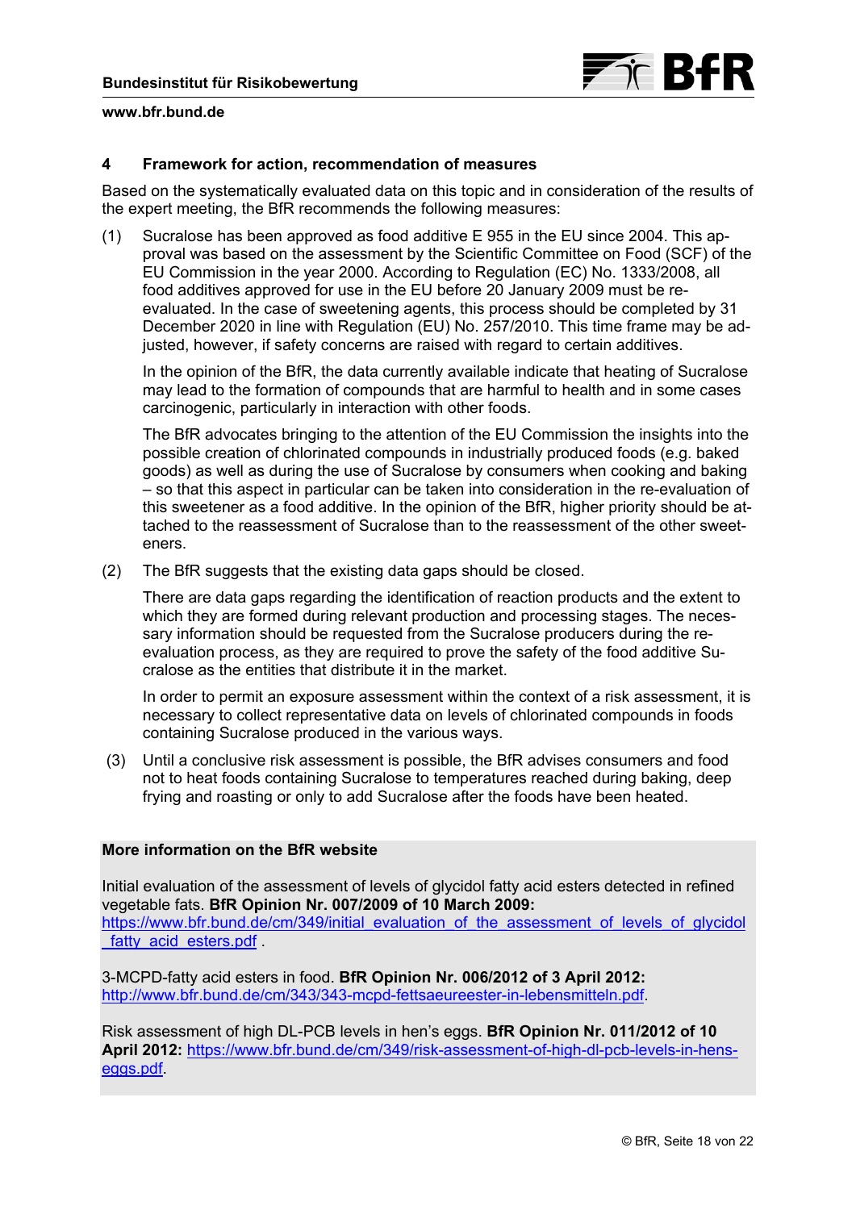## 4 Framework for action, recommendation of measures

Based on the systematically evaluated data on this topic and in consideration of the results of the expert meeting, the BfR recommends the following measures:

(1) Sucralose has been approved as food additive E 955 in the EU since 2004. This approval was based on the assessment by the Scientific Committee on Food (SCF) of the EU Commission in the year 2000. According to Regulation (EC) No. 1333/2008, all food additives approved for use in the EU before 20 January 2009 must be re-evaluated. In the case of sweetening agents, this process should be completed by 31 December 2020 in line with Regulation (EU) No. 257/2010. This time frame may be adjusted, however, if safety concerns are raised with regard to certain additives.

In the opinion of the BfR, the data currently available indicate that heating of Sucralose may lead to the formation of compounds that are harmful to health and in some cases carcinogenic, particularly in interaction with other foods.

The BfR advocates bringing to the attention of the EU Commission the insights into the possible creation of chlorinated compounds in industrially produced foods (e.g. baked goods) as well as during the use of Sucralose by consumers when cooking and baking – so that this aspect in particular can be taken into consideration in the re-evaluation of this sweetener as a food additive. In the opinion of the BfR, higher priority should be attached to the reassessment of Sucralose than to the reassessment of the other sweeteners.

(2) The BfR suggests that the existing data gaps should be closed.

There are data gaps regarding the identification of reaction products and the extent to which they are formed during relevant production and processing stages. The necessary information should be requested from the Sucralose producers during the re-evaluation process, as they are required to prove the safety of the food additive Sucralose as the entities that distribute it in the market.

In order to permit an exposure assessment within the context of a risk assessment, it is necessary to collect representative data on levels of chlorinated compounds in foods containing Sucralose produced in the various ways.

(3) Until a conclusive risk assessment is possible, the BfR advises consumers and food not to heat foods containing Sucralose to temperatures reached during baking, deep frying and roasting or only to add Sucralose after the foods have been heated.

**More information on the BfR website**

Initial evaluation of the assessment of levels of glycidol fatty acid esters detected in refined vegetable fats. **BfR Opinion Nr. 007/2009 of 10 March 2009:** https://www.bfr.bund.de/cm/349/initial_evaluation_of_the_assessment_of_levels_of_glycidol_fatty_acid_esters.pdf .

3-MCPD-fatty acid esters in food. **BfR Opinion Nr. 006/2012 of 3 April 2012:** http://www.bfr.bund.de/cm/343/343-mcpd-fettsaeureester-in-lebensmitteln.pdf.

Risk assessment of high DL-PCB levels in hen's eggs. **BfR Opinion Nr. 011/2012 of 10 April 2012:** https://www.bfr.bund.de/cm/349/risk-assessment-of-high-dl-pcb-levels-in-hens-eggs.pdf.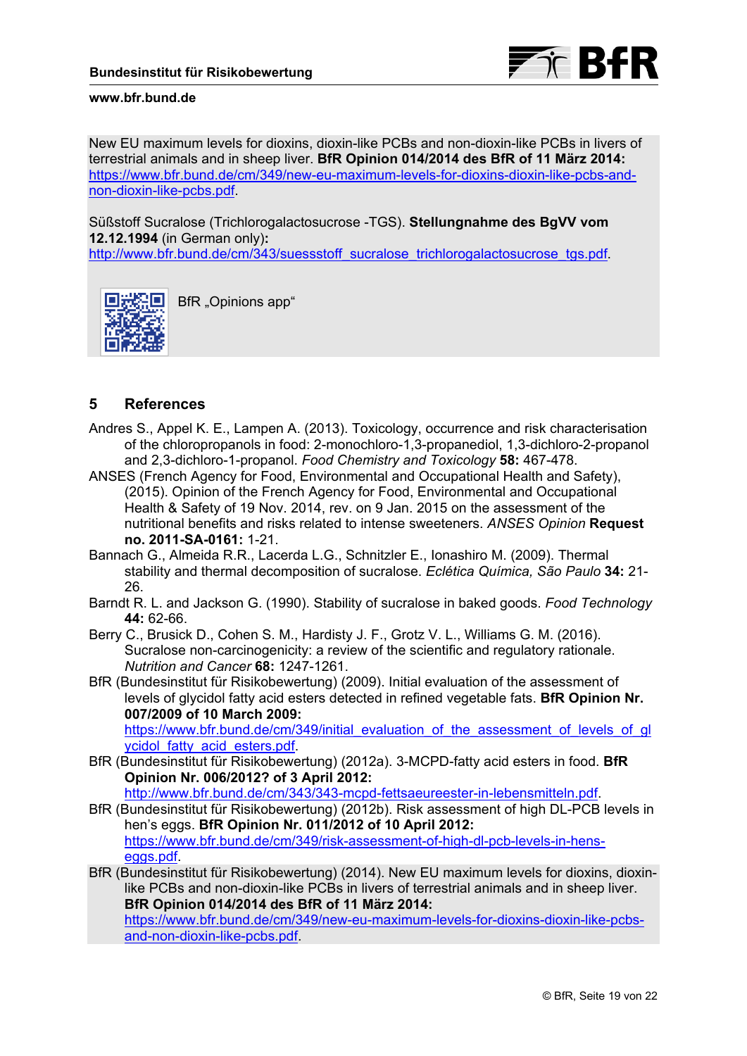New EU maximum levels for dioxins, dioxin-like PCBs and non-dioxin-like PCBs in livers of terrestrial animals and in sheep liver. **BfR Opinion 014/2014 des BfR of 11 März 2014:** https://www.bfr.bund.de/cm/349/new-eu-maximum-levels-for-dioxins-dioxin-like-pcbs-and-non-dioxin-like-pcbs.pdf.

Süßstoff Sucralose (Trichlorogalactosucrose -TGS). **Stellungnahme des BgVV vom 12.12.1994** (in German only)**:** http://www.bfr.bund.de/cm/343/suessstoff_sucralose_trichlorogalactosucrose_tgs.pdf.

BfR „Opinions app"

## 5 References

Andres S., Appel K. E., Lampen A. (2013). Toxicology, occurrence and risk characterisation of the chloropropanols in food: 2-monochloro-1,3-propanediol, 1,3-dichloro-2-propanol and 2,3-dichloro-1-propanol. *Food Chemistry and Toxicology* **58:** 467-478.

ANSES (French Agency for Food, Environmental and Occupational Health and Safety), (2015). Opinion of the French Agency for Food, Environmental and Occupational Health & Safety of 19 Nov. 2014, rev. on 9 Jan. 2015 on the assessment of the nutritional benefits and risks related to intense sweeteners. *ANSES Opinion* **Request no. 2011-SA-0161:** 1-21.

Bannach G., Almeida R.R., Lacerda L.G., Schnitzler E., Ionashiro M. (2009). Thermal stability and thermal decomposition of sucralose. *Eclética Química, São Paulo* **34:** 21-26.

Barndt R. L. and Jackson G. (1990). Stability of sucralose in baked goods. *Food Technology* **44:** 62-66.

Berry C., Brusick D., Cohen S. M., Hardisty J. F., Grotz V. L., Williams G. M. (2016). Sucralose non-carcinogenicity: a review of the scientific and regulatory rationale. *Nutrition and Cancer* **68:** 1247-1261.

BfR (Bundesinstitut für Risikobewertung) (2009). Initial evaluation of the assessment of levels of glycidol fatty acid esters detected in refined vegetable fats. **BfR Opinion Nr. 007/2009 of 10 March 2009:** https://www.bfr.bund.de/cm/349/initial_evaluation_of_the_assessment_of_levels_of_glycidol_fatty_acid_esters.pdf.

BfR (Bundesinstitut für Risikobewertung) (2012a). 3-MCPD-fatty acid esters in food. **BfR Opinion Nr. 006/2012? of 3 April 2012:** http://www.bfr.bund.de/cm/343/343-mcpd-fettsaeureester-in-lebensmitteln.pdf.

BfR (Bundesinstitut für Risikobewertung) (2012b). Risk assessment of high DL-PCB levels in hen's eggs. **BfR Opinion Nr. 011/2012 of 10 April 2012:** https://www.bfr.bund.de/cm/349/risk-assessment-of-high-dl-pcb-levels-in-hens-eggs.pdf.

BfR (Bundesinstitut für Risikobewertung) (2014). New EU maximum levels for dioxins, dioxin-like PCBs and non-dioxin-like PCBs in livers of terrestrial animals and in sheep liver. **BfR Opinion 014/2014 des BfR of 11 März 2014:** https://www.bfr.bund.de/cm/349/new-eu-maximum-levels-for-dioxins-dioxin-like-pcbs-and-non-dioxin-like-pcbs.pdf.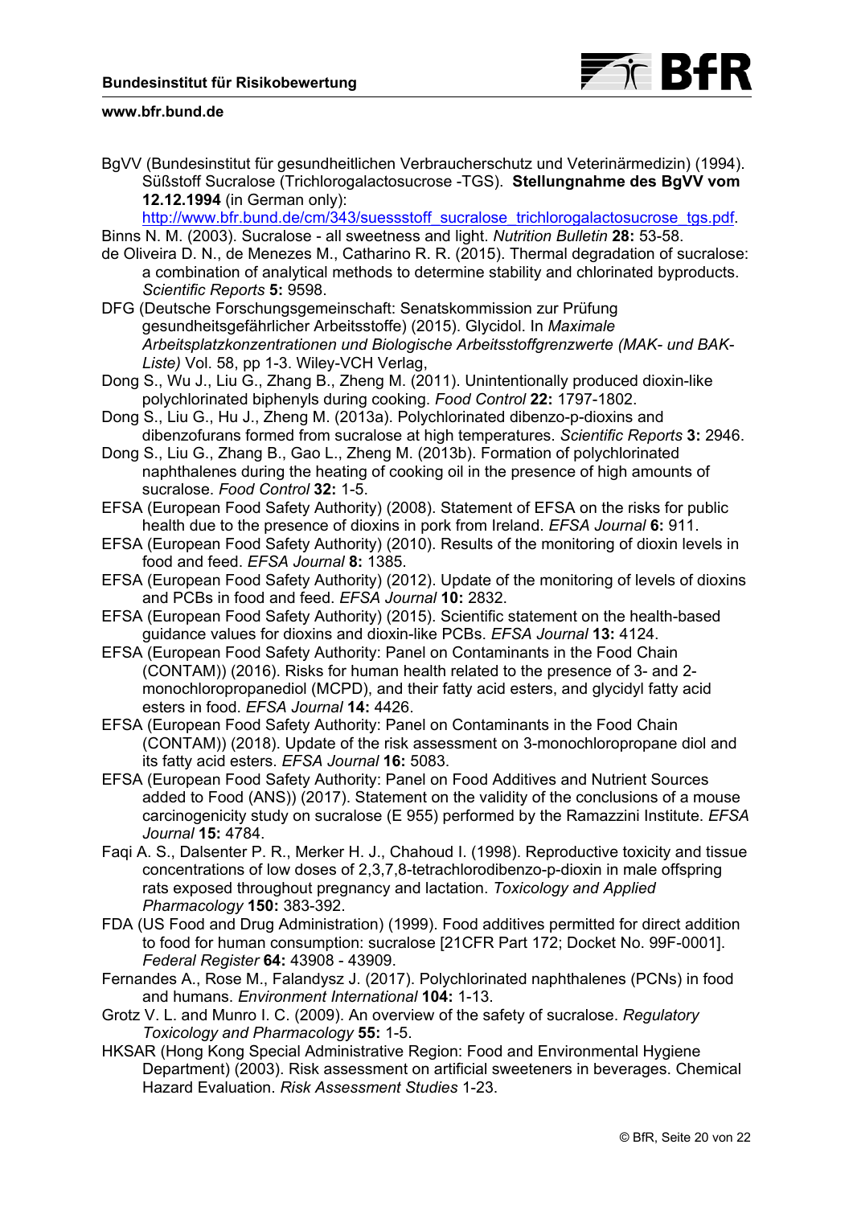BgVV (Bundesinstitut für gesundheitlichen Verbraucherschutz und Veterinärmedizin) (1994). Süßstoff Sucralose (Trichlorogalactosucrose -TGS). **Stellungnahme des BgVV vom 12.12.1994** (in German only): http://www.bfr.bund.de/cm/343/suessstoff_sucralose_trichlorogalactosucrose_tgs.pdf.

Binns N. M. (2003). Sucralose - all sweetness and light. *Nutrition Bulletin* **28:** 53-58.

de Oliveira D. N., de Menezes M., Catharino R. R. (2015). Thermal degradation of sucralose: a combination of analytical methods to determine stability and chlorinated byproducts. *Scientific Reports* **5:** 9598.

DFG (Deutsche Forschungsgemeinschaft: Senatskommission zur Prüfung gesundheitsgefährlicher Arbeitsstoffe) (2015). Glycidol. In *Maximale Arbeitsplatzkonzentrationen und Biologische Arbeitsstoffgrenzwerte (MAK- und BAK-Liste)* Vol. 58, pp 1-3. Wiley-VCH Verlag,

Dong S., Wu J., Liu G., Zhang B., Zheng M. (2011). Unintentionally produced dioxin-like polychlorinated biphenyls during cooking. *Food Control* **22:** 1797-1802.

Dong S., Liu G., Hu J., Zheng M. (2013a). Polychlorinated dibenzo-p-dioxins and dibenzofurans formed from sucralose at high temperatures. *Scientific Reports* **3:** 2946.

Dong S., Liu G., Zhang B., Gao L., Zheng M. (2013b). Formation of polychlorinated naphthalenes during the heating of cooking oil in the presence of high amounts of sucralose. *Food Control* **32:** 1-5.

EFSA (European Food Safety Authority) (2008). Statement of EFSA on the risks for public health due to the presence of dioxins in pork from Ireland. *EFSA Journal* **6:** 911.

EFSA (European Food Safety Authority) (2010). Results of the monitoring of dioxin levels in food and feed. *EFSA Journal* **8:** 1385.

EFSA (European Food Safety Authority) (2012). Update of the monitoring of levels of dioxins and PCBs in food and feed. *EFSA Journal* **10:** 2832.

EFSA (European Food Safety Authority) (2015). Scientific statement on the health-based guidance values for dioxins and dioxin-like PCBs. *EFSA Journal* **13:** 4124.

EFSA (European Food Safety Authority: Panel on Contaminants in the Food Chain (CONTAM)) (2016). Risks for human health related to the presence of 3- and 2-monochloropropanediol (MCPD), and their fatty acid esters, and glycidyl fatty acid esters in food. *EFSA Journal* **14:** 4426.

EFSA (European Food Safety Authority: Panel on Contaminants in the Food Chain (CONTAM)) (2018). Update of the risk assessment on 3-monochloropropane diol and its fatty acid esters. *EFSA Journal* **16:** 5083.

EFSA (European Food Safety Authority: Panel on Food Additives and Nutrient Sources added to Food (ANS)) (2017). Statement on the validity of the conclusions of a mouse carcinogenicity study on sucralose (E 955) performed by the Ramazzini Institute. *EFSA Journal* **15:** 4784.

Faqi A. S., Dalsenter P. R., Merker H. J., Chahoud I. (1998). Reproductive toxicity and tissue concentrations of low doses of 2,3,7,8-tetrachlorodibenzo-p-dioxin in male offspring rats exposed throughout pregnancy and lactation. *Toxicology and Applied Pharmacology* **150:** 383-392.

FDA (US Food and Drug Administration) (1999). Food additives permitted for direct addition to food for human consumption: sucralose [21CFR Part 172; Docket No. 99F-0001]. *Federal Register* **64:** 43908 - 43909.

Fernandes A., Rose M., Falandysz J. (2017). Polychlorinated naphthalenes (PCNs) in food and humans. *Environment International* **104:** 1-13.

Grotz V. L. and Munro I. C. (2009). An overview of the safety of sucralose. *Regulatory Toxicology and Pharmacology* **55:** 1-5.

HKSAR (Hong Kong Special Administrative Region: Food and Environmental Hygiene Department) (2003). Risk assessment on artificial sweeteners in beverages. Chemical Hazard Evaluation. *Risk Assessment Studies* 1-23.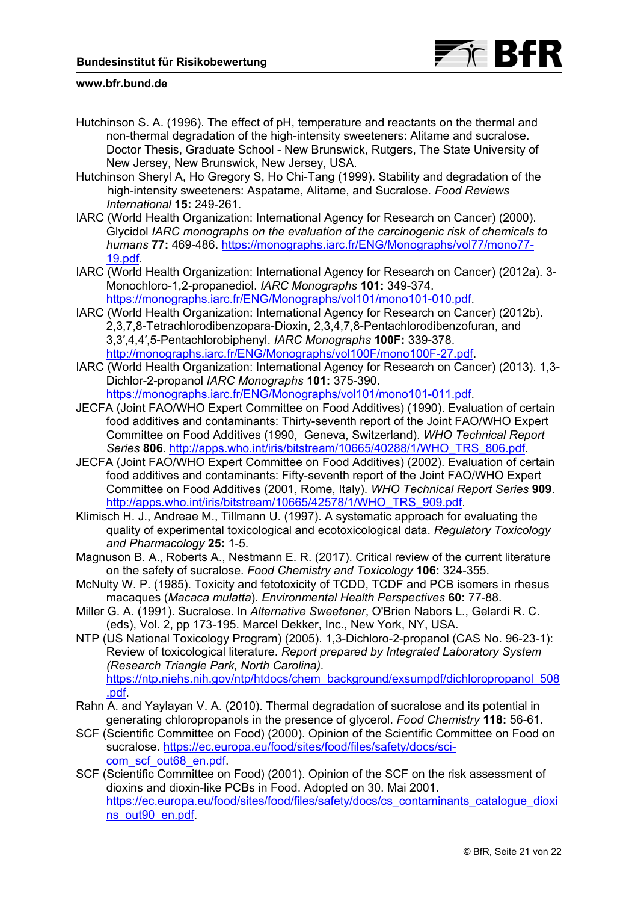Hutchinson S. A. (1996). The effect of pH, temperature and reactants on the thermal and non-thermal degradation of the high-intensity sweeteners: Alitame and sucralose. Doctor Thesis, Graduate School - New Brunswick, Rutgers, The State University of New Jersey, New Brunswick, New Jersey, USA.

Hutchinson Sheryl A, Ho Gregory S, Ho Chi-Tang (1999). Stability and degradation of the high-intensity sweeteners: Aspatame, Alitame, and Sucralose. *Food Reviews International* **15:** 249-261.

IARC (World Health Organization: International Agency for Research on Cancer) (2000). Glycidol *IARC monographs on the evaluation of the carcinogenic risk of chemicals to humans* **77:** 469-486. https://monographs.iarc.fr/ENG/Monographs/vol77/mono77-19.pdf.

IARC (World Health Organization: International Agency for Research on Cancer) (2012a). 3-Monochloro-1,2-propanediol. *IARC Monographs* **101:** 349-374. https://monographs.iarc.fr/ENG/Monographs/vol101/mono101-010.pdf.

IARC (World Health Organization: International Agency for Research on Cancer) (2012b). 2,3,7,8-Tetrachlorodibenzopara-Dioxin, 2,3,4,7,8-Pentachlorodibenzofuran, and 3,3′,4,4′,5-Pentachlorobiphenyl. *IARC Monographs* **100F:** 339-378. http://monographs.iarc.fr/ENG/Monographs/vol100F/mono100F-27.pdf.

IARC (World Health Organization: International Agency for Research on Cancer) (2013). 1,3-Dichlor-2-propanol *IARC Monographs* **101:** 375-390. https://monographs.iarc.fr/ENG/Monographs/vol101/mono101-011.pdf.

JECFA (Joint FAO/WHO Expert Committee on Food Additives) (1990). Evaluation of certain food additives and contaminants: Thirty-seventh report of the Joint FAO/WHO Expert Committee on Food Additives (1990, Geneva, Switzerland). *WHO Technical Report Series* **806**. http://apps.who.int/iris/bitstream/10665/40288/1/WHO_TRS_806.pdf.

JECFA (Joint FAO/WHO Expert Committee on Food Additives) (2002). Evaluation of certain food additives and contaminants: Fifty-seventh report of the Joint FAO/WHO Expert Committee on Food Additives (2001, Rome, Italy). *WHO Technical Report Series* **909**. http://apps.who.int/iris/bitstream/10665/42578/1/WHO_TRS_909.pdf.

Klimisch H. J., Andreae M., Tillmann U. (1997). A systematic approach for evaluating the quality of experimental toxicological and ecotoxicological data. *Regulatory Toxicology and Pharmacology* **25:** 1-5.

Magnuson B. A., Roberts A., Nestmann E. R. (2017). Critical review of the current literature on the safety of sucralose. *Food Chemistry and Toxicology* **106:** 324-355.

McNulty W. P. (1985). Toxicity and fetotoxicity of TCDD, TCDF and PCB isomers in rhesus macaques (*Macaca mulatta*). *Environmental Health Perspectives* **60:** 77-88.

Miller G. A. (1991). Sucralose. In *Alternative Sweetener*, O'Brien Nabors L., Gelardi R. C. (eds), Vol. 2, pp 173-195. Marcel Dekker, Inc., New York, NY, USA.

NTP (US National Toxicology Program) (2005). 1,3-Dichloro-2-propanol (CAS No. 96-23-1): Review of toxicological literature. *Report prepared by Integrated Laboratory System (Research Triangle Park, North Carolina).* https://ntp.niehs.nih.gov/ntp/htdocs/chem_background/exsumpdf/dichloropropanol_508.pdf.

Rahn A. and Yaylayan V. A. (2010). Thermal degradation of sucralose and its potential in generating chloropropanols in the presence of glycerol. *Food Chemistry* **118:** 56-61.

SCF (Scientific Committee on Food) (2000). Opinion of the Scientific Committee on Food on sucralose. https://ec.europa.eu/food/sites/food/files/safety/docs/sci-com_scf_out68_en.pdf.

SCF (Scientific Committee on Food) (2001). Opinion of the SCF on the risk assessment of dioxins and dioxin-like PCBs in Food. Adopted on 30. Mai 2001. https://ec.europa.eu/food/sites/food/files/safety/docs/cs_contaminants_catalogue_dioxins_out90_en.pdf.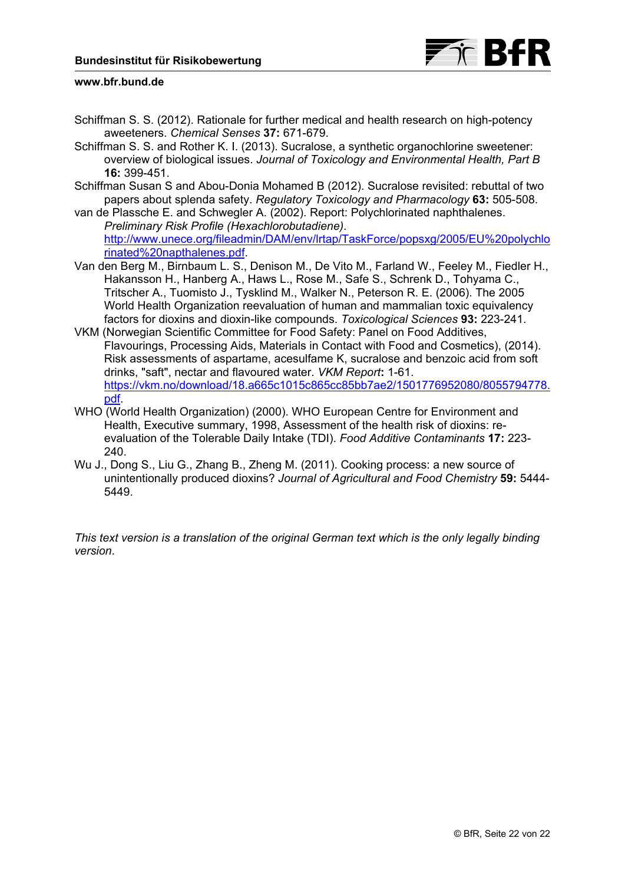Schiffman S. S. (2012). Rationale for further medical and health research on high-potency aweeteners. *Chemical Senses* **37:** 671-679.

Schiffman S. S. and Rother K. I. (2013). Sucralose, a synthetic organochlorine sweetener: overview of biological issues. *Journal of Toxicology and Environmental Health, Part B* **16:** 399-451.

Schiffman Susan S and Abou-Donia Mohamed B (2012). Sucralose revisited: rebuttal of two papers about splenda safety. *Regulatory Toxicology and Pharmacology* **63:** 505-508.

van de Plassche E. and Schwegler A. (2002). Report: Polychlorinated naphthalenes. *Preliminary Risk Profile (Hexachlorobutadiene)*. http://www.unece.org/fileadmin/DAM/env/lrtap/TaskForce/popsxg/2005/EU%20polychlorinated%20napthalenes.pdf.

Van den Berg M., Birnbaum L. S., Denison M., De Vito M., Farland W., Feeley M., Fiedler H., Hakansson H., Hanberg A., Haws L., Rose M., Safe S., Schrenk D., Tohyama C., Tritscher A., Tuomisto J., Tysklind M., Walker N., Peterson R. E. (2006). The 2005 World Health Organization reevaluation of human and mammalian toxic equivalency factors for dioxins and dioxin-like compounds. *Toxicological Sciences* **93:** 223-241.

VKM (Norwegian Scientific Committee for Food Safety: Panel on Food Additives, Flavourings, Processing Aids, Materials in Contact with Food and Cosmetics), (2014). Risk assessments of aspartame, acesulfame K, sucralose and benzoic acid from soft drinks, "saft", nectar and flavoured water. *VKM Report***:** 1-61. https://vkm.no/download/18.a665c1015c865cc85bb7ae2/1501776952080/8055794778.pdf.

WHO (World Health Organization) (2000). WHO European Centre for Environment and Health, Executive summary, 1998, Assessment of the health risk of dioxins: re-evaluation of the Tolerable Daily Intake (TDI). *Food Additive Contaminants* **17:** 223-240.

Wu J., Dong S., Liu G., Zhang B., Zheng M. (2011). Cooking process: a new source of unintentionally produced dioxins? *Journal of Agricultural and Food Chemistry* **59:** 5444-5449.

*This text version is a translation of the original German text which is the only legally binding version.*